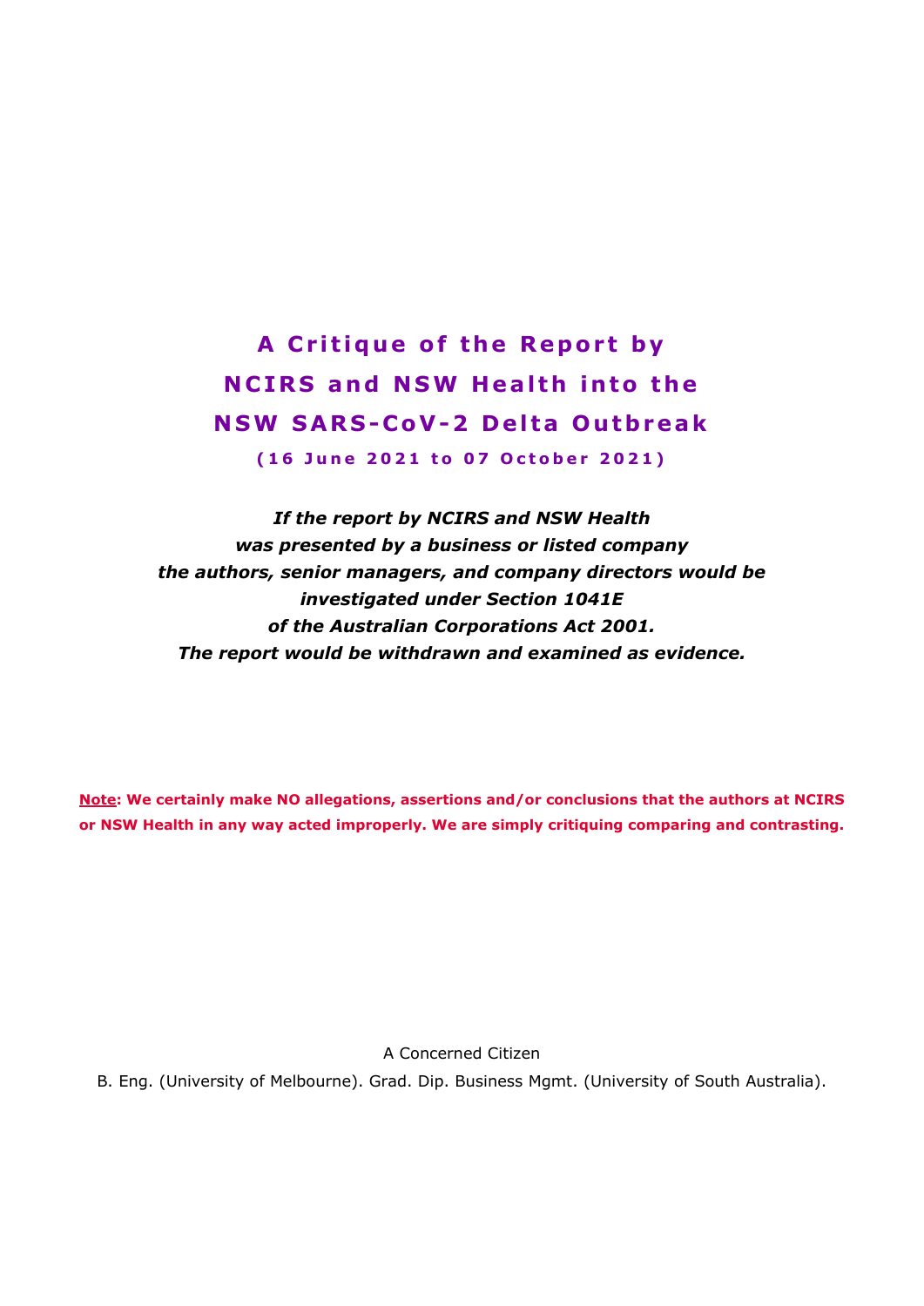# A Critique of the Report by NCIRS and NSW Health into the NSW SARS-CoV-2 Delta Outbreak

**(16 June 2021 to 07 October 2021)**

***If the report by NCIRS and NSW Health was presented by a business or listed company the authors, senior managers, and company directors would be investigated under Section 1041E of the Australian Corporations Act 2001. The report would be withdrawn and examined as evidence.***

**Note: We certainly make NO allegations, assertions and/or conclusions that the authors at NCIRS or NSW Health in any way acted improperly. We are simply critiquing comparing and contrasting.**

A Concerned Citizen

B. Eng. (University of Melbourne). Grad. Dip. Business Mgmt. (University of South Australia).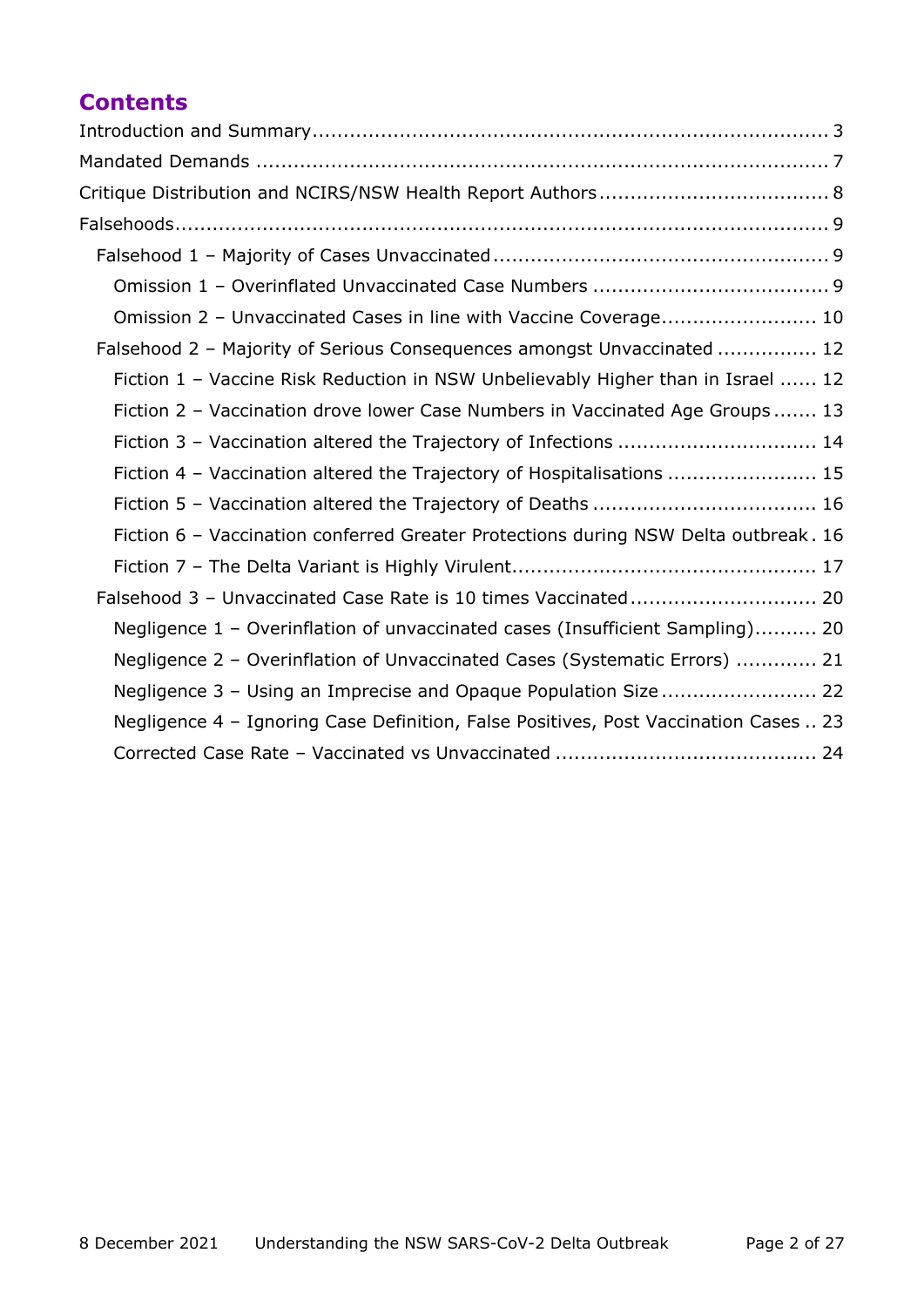## Contents

Introduction and Summary .................................................................................. 3
Mandated Demands .......................................................................................... 7
Critique Distribution and NCIRS/NSW Health Report Authors ................................... 8
Falsehoods......................................................................................................... 9
- Falsehood 1 – Majority of Cases Unvaccinated ..................................................... 9
  - Omission 1 – Overinflated Unvaccinated Case Numbers ..................................... 9
  - Omission 2 – Unvaccinated Cases in line with Vaccine Coverage........................ 10
- Falsehood 2 – Majority of Serious Consequences amongst Unvaccinated ............... 12
  - Fiction 1 – Vaccine Risk Reduction in NSW Unbelievably Higher than in Israel ...... 12
  - Fiction 2 – Vaccination drove lower Case Numbers in Vaccinated Age Groups ....... 13
  - Fiction 3 – Vaccination altered the Trajectory of Infections ............................... 14
  - Fiction 4 – Vaccination altered the Trajectory of Hospitalisations ....................... 15
  - Fiction 5 – Vaccination altered the Trajectory of Deaths ................................... 16
  - Fiction 6 – Vaccination conferred Greater Protections during NSW Delta outbreak . 16
  - Fiction 7 – The Delta Variant is Highly Virulent................................................ 17
- Falsehood 3 – Unvaccinated Case Rate is 10 times Vaccinated ............................. 20
  - Negligence 1 – Overinflation of unvaccinated cases (Insufficient Sampling).......... 20
  - Negligence 2 – Overinflation of Unvaccinated Cases (Systematic Errors) ............. 21
  - Negligence 3 – Using an Imprecise and Opaque Population Size ......................... 22
  - Negligence 4 – Ignoring Case Definition, False Positives, Post Vaccination Cases .. 23
  - Corrected Case Rate – Vaccinated vs Unvaccinated .......................................... 24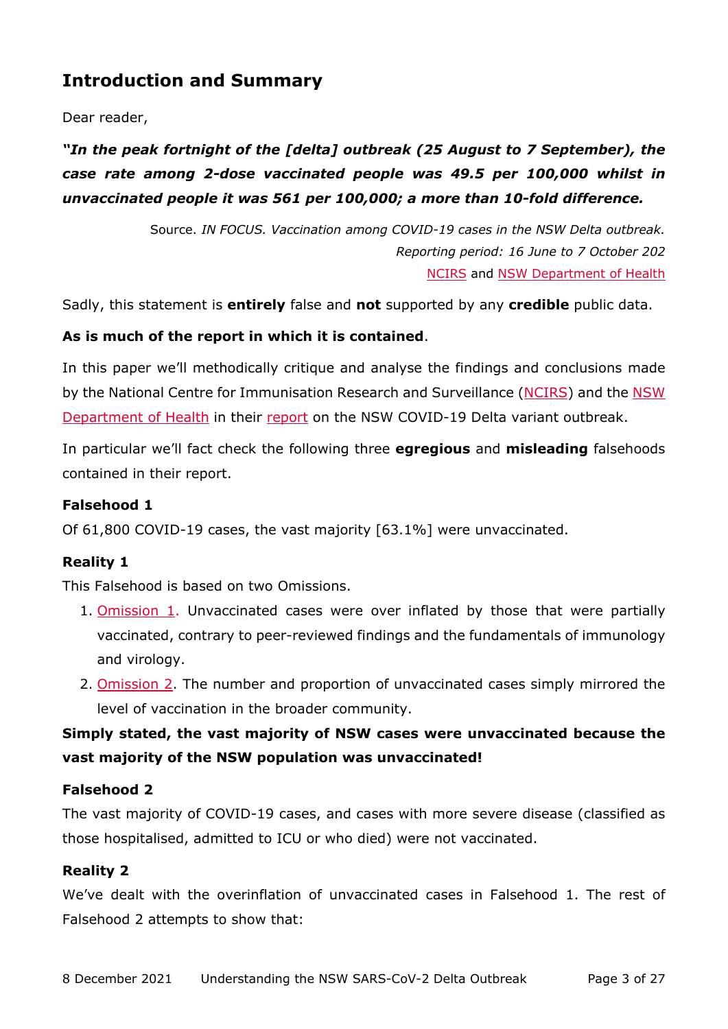## Introduction and Summary

Dear reader,

***"In the peak fortnight of the [delta] outbreak (25 August to 7 September), the case rate among 2-dose vaccinated people was 49.5 per 100,000 whilst in unvaccinated people it was 561 per 100,000; a more than 10-fold difference.***

Source. *IN FOCUS. Vaccination among COVID-19 cases in the NSW Delta outbreak. Reporting period: 16 June to 7 October 202*
NCIRS and NSW Department of Health

Sadly, this statement is **entirely** false and **not** supported by any **credible** public data.

**As is much of the report in which it is contained**.

In this paper we'll methodically critique and analyse the findings and conclusions made by the National Centre for Immunisation Research and Surveillance (NCIRS) and the NSW Department of Health in their report on the NSW COVID-19 Delta variant outbreak.

In particular we'll fact check the following three **egregious** and **misleading** falsehoods contained in their report.

**Falsehood 1**

Of 61,800 COVID-19 cases, the vast majority [63.1%] were unvaccinated.

**Reality 1**

This Falsehood is based on two Omissions.

1. Omission 1. Unvaccinated cases were over inflated by those that were partially vaccinated, contrary to peer-reviewed findings and the fundamentals of immunology and virology.
2. Omission 2. The number and proportion of unvaccinated cases simply mirrored the level of vaccination in the broader community.

**Simply stated, the vast majority of NSW cases were unvaccinated because the vast majority of the NSW population was unvaccinated!**

**Falsehood 2**

The vast majority of COVID-19 cases, and cases with more severe disease (classified as those hospitalised, admitted to ICU or who died) were not vaccinated.

**Reality 2**

We've dealt with the overinflation of unvaccinated cases in Falsehood 1. The rest of Falsehood 2 attempts to show that: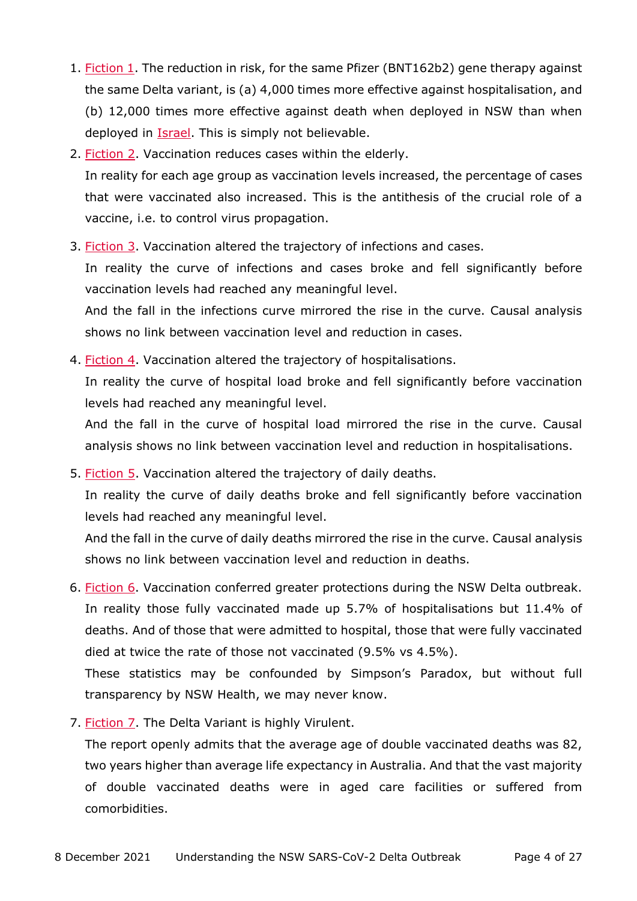1. Fiction 1. The reduction in risk, for the same Pfizer (BNT162b2) gene therapy against the same Delta variant, is (a) 4,000 times more effective against hospitalisation, and (b) 12,000 times more effective against death when deployed in NSW than when deployed in Israel. This is simply not believable.

2. Fiction 2. Vaccination reduces cases within the elderly.

   In reality for each age group as vaccination levels increased, the percentage of cases that were vaccinated also increased. This is the antithesis of the crucial role of a vaccine, i.e. to control virus propagation.

3. Fiction 3. Vaccination altered the trajectory of infections and cases.

   In reality the curve of infections and cases broke and fell significantly before vaccination levels had reached any meaningful level.

   And the fall in the infections curve mirrored the rise in the curve. Causal analysis shows no link between vaccination level and reduction in cases.

4. Fiction 4. Vaccination altered the trajectory of hospitalisations.

   In reality the curve of hospital load broke and fell significantly before vaccination levels had reached any meaningful level.

   And the fall in the curve of hospital load mirrored the rise in the curve. Causal analysis shows no link between vaccination level and reduction in hospitalisations.

5. Fiction 5. Vaccination altered the trajectory of daily deaths.

   In reality the curve of daily deaths broke and fell significantly before vaccination levels had reached any meaningful level.

   And the fall in the curve of daily deaths mirrored the rise in the curve. Causal analysis shows no link between vaccination level and reduction in deaths.

6. Fiction 6. Vaccination conferred greater protections during the NSW Delta outbreak.

   In reality those fully vaccinated made up 5.7% of hospitalisations but 11.4% of deaths. And of those that were admitted to hospital, those that were fully vaccinated died at twice the rate of those not vaccinated (9.5% vs 4.5%).

   These statistics may be confounded by Simpson's Paradox, but without full transparency by NSW Health, we may never know.

7. Fiction 7. The Delta Variant is highly Virulent.

   The report openly admits that the average age of double vaccinated deaths was 82, two years higher than average life expectancy in Australia. And that the vast majority of double vaccinated deaths were in aged care facilities or suffered from comorbidities.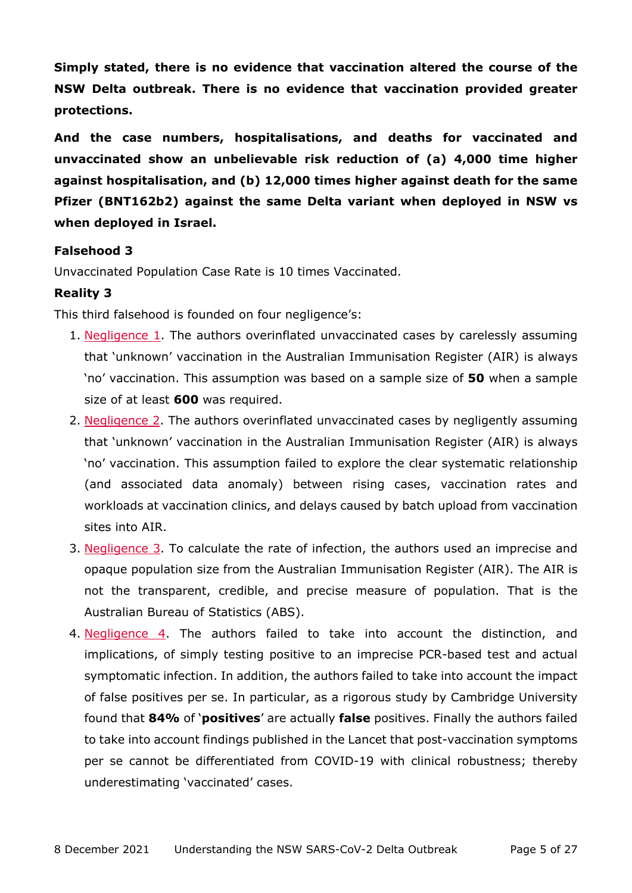**Simply stated, there is no evidence that vaccination altered the course of the NSW Delta outbreak. There is no evidence that vaccination provided greater protections.**

**And the case numbers, hospitalisations, and deaths for vaccinated and unvaccinated show an unbelievable risk reduction of (a) 4,000 time higher against hospitalisation, and (b) 12,000 times higher against death for the same Pfizer (BNT162b2) against the same Delta variant when deployed in NSW vs when deployed in Israel.**

**Falsehood 3**

Unvaccinated Population Case Rate is 10 times Vaccinated.

**Reality 3**

This third falsehood is founded on four negligence's:

1. Negligence 1. The authors overinflated unvaccinated cases by carelessly assuming that 'unknown' vaccination in the Australian Immunisation Register (AIR) is always 'no' vaccination. This assumption was based on a sample size of **50** when a sample size of at least **600** was required.
2. Negligence 2. The authors overinflated unvaccinated cases by negligently assuming that 'unknown' vaccination in the Australian Immunisation Register (AIR) is always 'no' vaccination. This assumption failed to explore the clear systematic relationship (and associated data anomaly) between rising cases, vaccination rates and workloads at vaccination clinics, and delays caused by batch upload from vaccination sites into AIR.
3. Negligence 3. To calculate the rate of infection, the authors used an imprecise and opaque population size from the Australian Immunisation Register (AIR). The AIR is not the transparent, credible, and precise measure of population. That is the Australian Bureau of Statistics (ABS).
4. Negligence 4. The authors failed to take into account the distinction, and implications, of simply testing positive to an imprecise PCR-based test and actual symptomatic infection. In addition, the authors failed to take into account the impact of false positives per se. In particular, as a rigorous study by Cambridge University found that **84%** of '**positives**' are actually **false** positives. Finally the authors failed to take into account findings published in the Lancet that post-vaccination symptoms per se cannot be differentiated from COVID-19 with clinical robustness; thereby underestimating 'vaccinated' cases.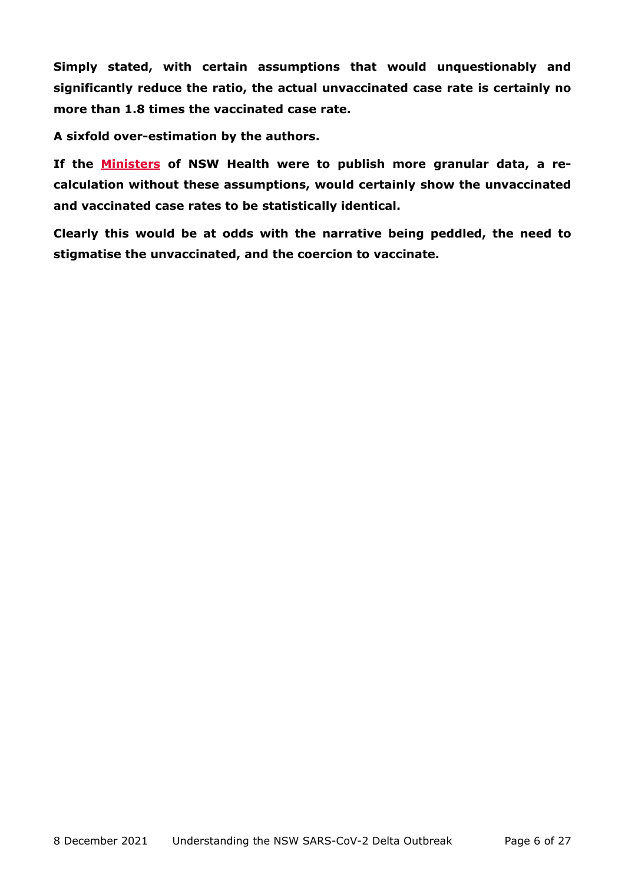**Simply stated, with certain assumptions that would unquestionably and significantly reduce the ratio, the actual unvaccinated case rate is certainly no more than 1.8 times the vaccinated case rate.**

**A sixfold over-estimation by the authors.**

**If the Ministers of NSW Health were to publish more granular data, a re-calculation without these assumptions, would certainly show the unvaccinated and vaccinated case rates to be statistically identical.**

**Clearly this would be at odds with the narrative being peddled, the need to stigmatise the unvaccinated, and the coercion to vaccinate.**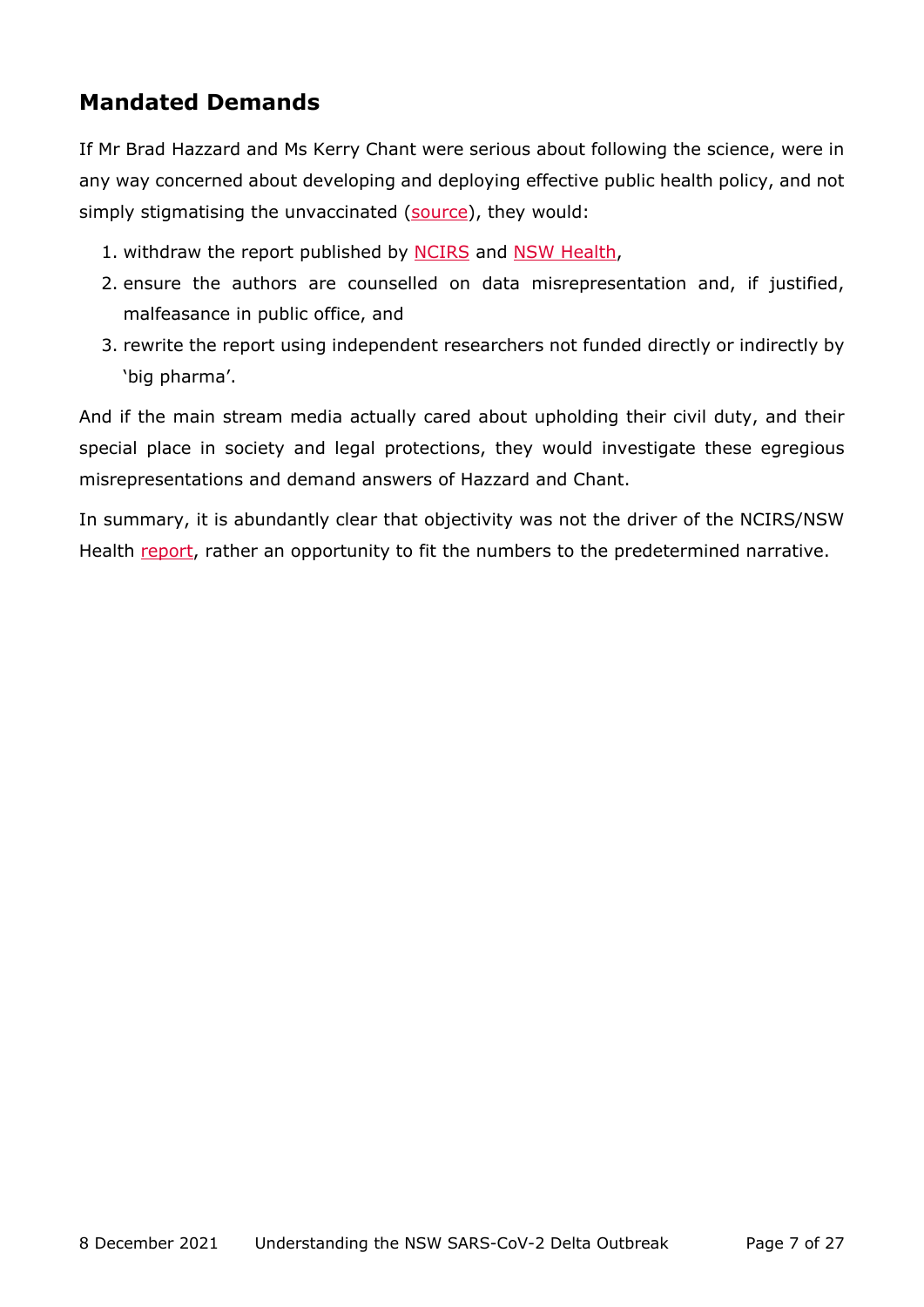## Mandated Demands

If Mr Brad Hazzard and Ms Kerry Chant were serious about following the science, were in any way concerned about developing and deploying effective public health policy, and not simply stigmatising the unvaccinated (source), they would:

1. withdraw the report published by NCIRS and NSW Health,
2. ensure the authors are counselled on data misrepresentation and, if justified, malfeasance in public office, and
3. rewrite the report using independent researchers not funded directly or indirectly by 'big pharma'.

And if the main stream media actually cared about upholding their civil duty, and their special place in society and legal protections, they would investigate these egregious misrepresentations and demand answers of Hazzard and Chant.

In summary, it is abundantly clear that objectivity was not the driver of the NCIRS/NSW Health report, rather an opportunity to fit the numbers to the predetermined narrative.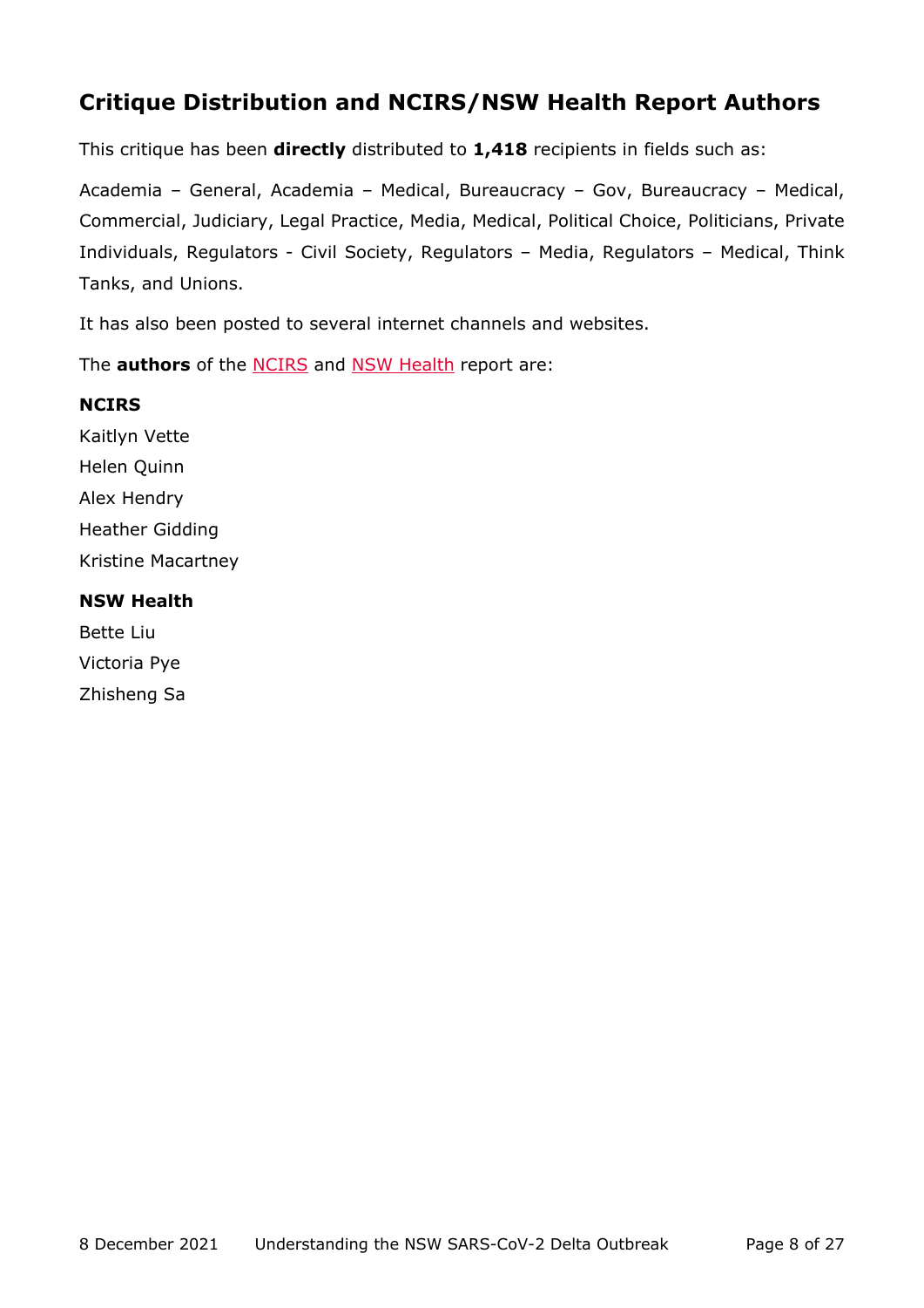## Critique Distribution and NCIRS/NSW Health Report Authors

This critique has been **directly** distributed to **1,418** recipients in fields such as:

Academia – General, Academia – Medical, Bureaucracy – Gov, Bureaucracy – Medical, Commercial, Judiciary, Legal Practice, Media, Medical, Political Choice, Politicians, Private Individuals, Regulators - Civil Society, Regulators – Media, Regulators – Medical, Think Tanks, and Unions.

It has also been posted to several internet channels and websites.

The **authors** of the NCIRS and NSW Health report are:

**NCIRS**

Kaitlyn Vette

Helen Quinn

Alex Hendry

Heather Gidding

Kristine Macartney

**NSW Health**

Bette Liu

Victoria Pye

Zhisheng Sa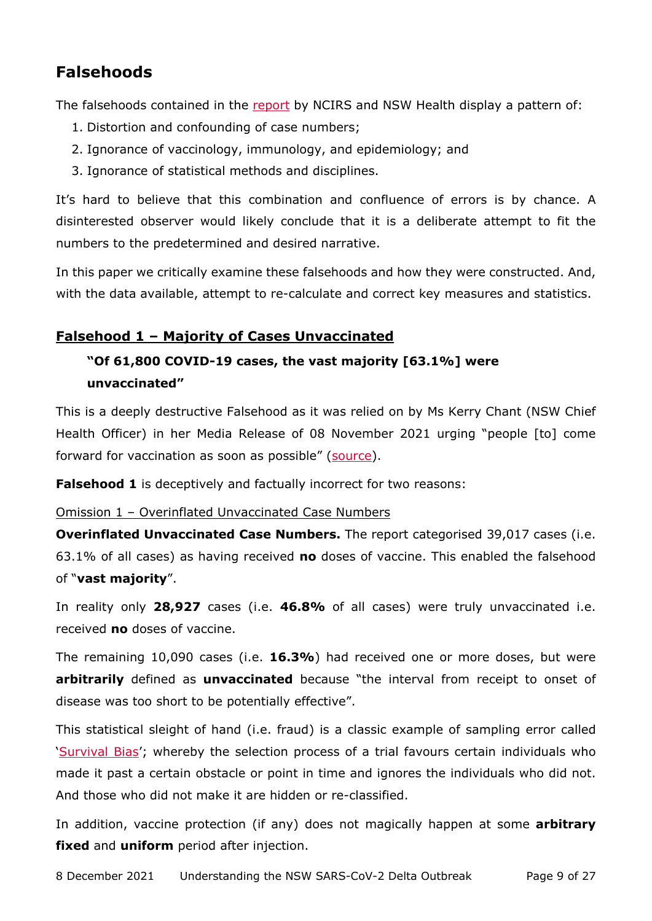## Falsehoods

The falsehoods contained in the report by NCIRS and NSW Health display a pattern of:

1. Distortion and confounding of case numbers;
2. Ignorance of vaccinology, immunology, and epidemiology; and
3. Ignorance of statistical methods and disciplines.

It's hard to believe that this combination and confluence of errors is by chance. A disinterested observer would likely conclude that it is a deliberate attempt to fit the numbers to the predetermined and desired narrative.

In this paper we critically examine these falsehoods and how they were constructed. And, with the data available, attempt to re-calculate and correct key measures and statistics.

### Falsehood 1 – Majority of Cases Unvaccinated

> **"Of 61,800 COVID-19 cases, the vast majority [63.1%] were unvaccinated"**

This is a deeply destructive Falsehood as it was relied on by Ms Kerry Chant (NSW Chief Health Officer) in her Media Release of 08 November 2021 urging "people [to] come forward for vaccination as soon as possible" (source).

**Falsehood 1** is deceptively and factually incorrect for two reasons:

Omission 1 – Overinflated Unvaccinated Case Numbers

**Overinflated Unvaccinated Case Numbers.** The report categorised 39,017 cases (i.e. 63.1% of all cases) as having received **no** doses of vaccine. This enabled the falsehood of "**vast majority**".

In reality only **28,927** cases (i.e. **46.8%** of all cases) were truly unvaccinated i.e. received **no** doses of vaccine.

The remaining 10,090 cases (i.e. **16.3%**) had received one or more doses, but were **arbitrarily** defined as **unvaccinated** because "the interval from receipt to onset of disease was too short to be potentially effective".

This statistical sleight of hand (i.e. fraud) is a classic example of sampling error called 'Survival Bias'; whereby the selection process of a trial favours certain individuals who made it past a certain obstacle or point in time and ignores the individuals who did not. And those who did not make it are hidden or re-classified.

In addition, vaccine protection (if any) does not magically happen at some **arbitrary fixed** and **uniform** period after injection.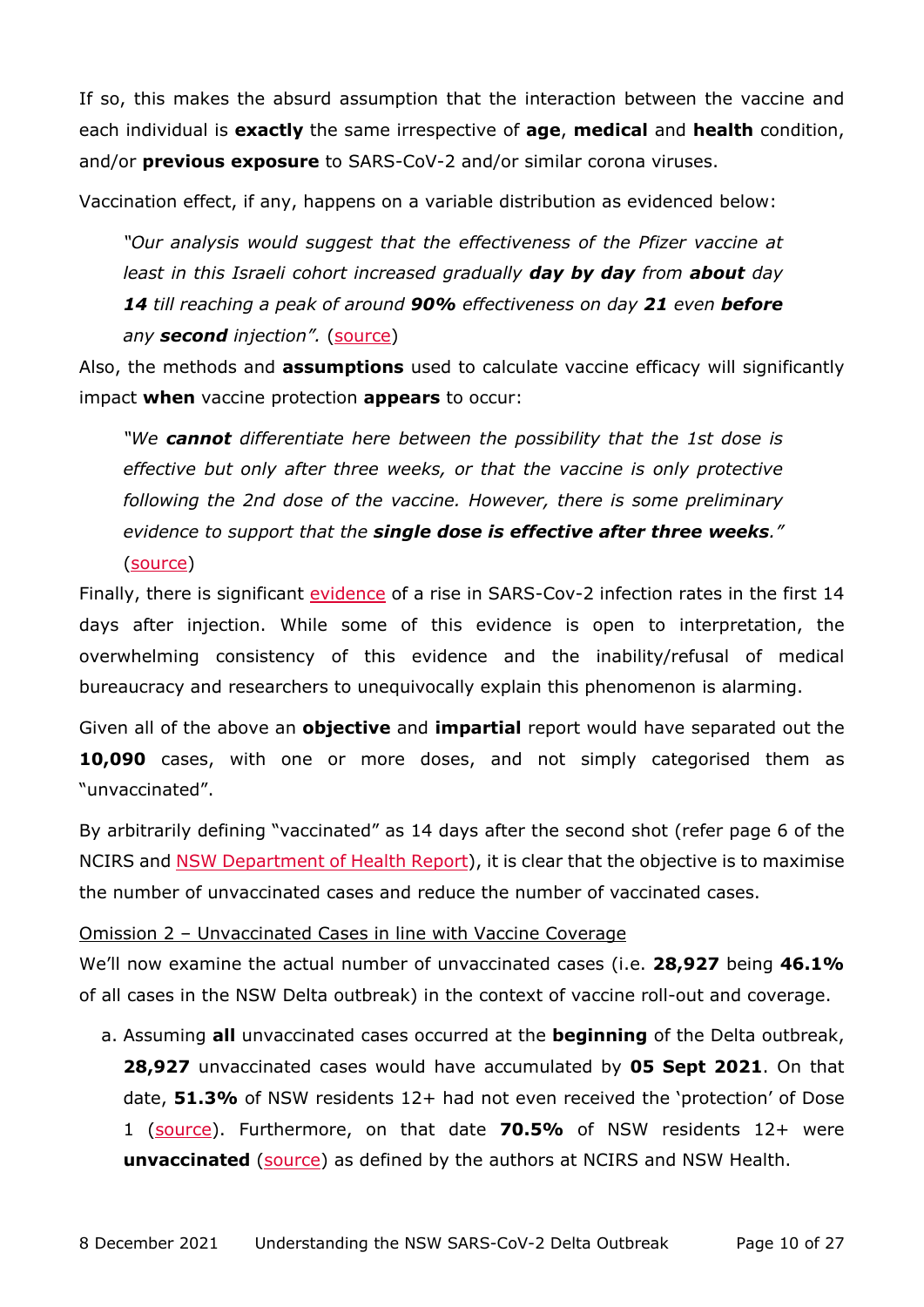If so, this makes the absurd assumption that the interaction between the vaccine and each individual is **exactly** the same irrespective of **age**, **medical** and **health** condition, and/or **previous exposure** to SARS-CoV-2 and/or similar corona viruses.

Vaccination effect, if any, happens on a variable distribution as evidenced below:

> *"Our analysis would suggest that the effectiveness of the Pfizer vaccine at least in this Israeli cohort increased gradually **day by day** from **about** day **14** till reaching a peak of around **90%** effectiveness on day **21** even **before** any **second** injection".* (source)

Also, the methods and **assumptions** used to calculate vaccine efficacy will significantly impact **when** vaccine protection **appears** to occur:

> *"We **cannot** differentiate here between the possibility that the 1st dose is effective but only after three weeks, or that the vaccine is only protective following the 2nd dose of the vaccine. However, there is some preliminary evidence to support that the **single dose is effective after three weeks**."* (source)

Finally, there is significant evidence of a rise in SARS-Cov-2 infection rates in the first 14 days after injection. While some of this evidence is open to interpretation, the overwhelming consistency of this evidence and the inability/refusal of medical bureaucracy and researchers to unequivocally explain this phenomenon is alarming.

Given all of the above an **objective** and **impartial** report would have separated out the **10,090** cases, with one or more doses, and not simply categorised them as "unvaccinated".

By arbitrarily defining "vaccinated" as 14 days after the second shot (refer page 6 of the NCIRS and NSW Department of Health Report), it is clear that the objective is to maximise the number of unvaccinated cases and reduce the number of vaccinated cases.

<u>Omission 2 – Unvaccinated Cases in line with Vaccine Coverage</u>

We'll now examine the actual number of unvaccinated cases (i.e. **28,927** being **46.1%** of all cases in the NSW Delta outbreak) in the context of vaccine roll-out and coverage.

a. Assuming **all** unvaccinated cases occurred at the **beginning** of the Delta outbreak, **28,927** unvaccinated cases would have accumulated by **05 Sept 2021**. On that date, **51.3%** of NSW residents 12+ had not even received the 'protection' of Dose 1 (source). Furthermore, on that date **70.5%** of NSW residents 12+ were **unvaccinated** (source) as defined by the authors at NCIRS and NSW Health.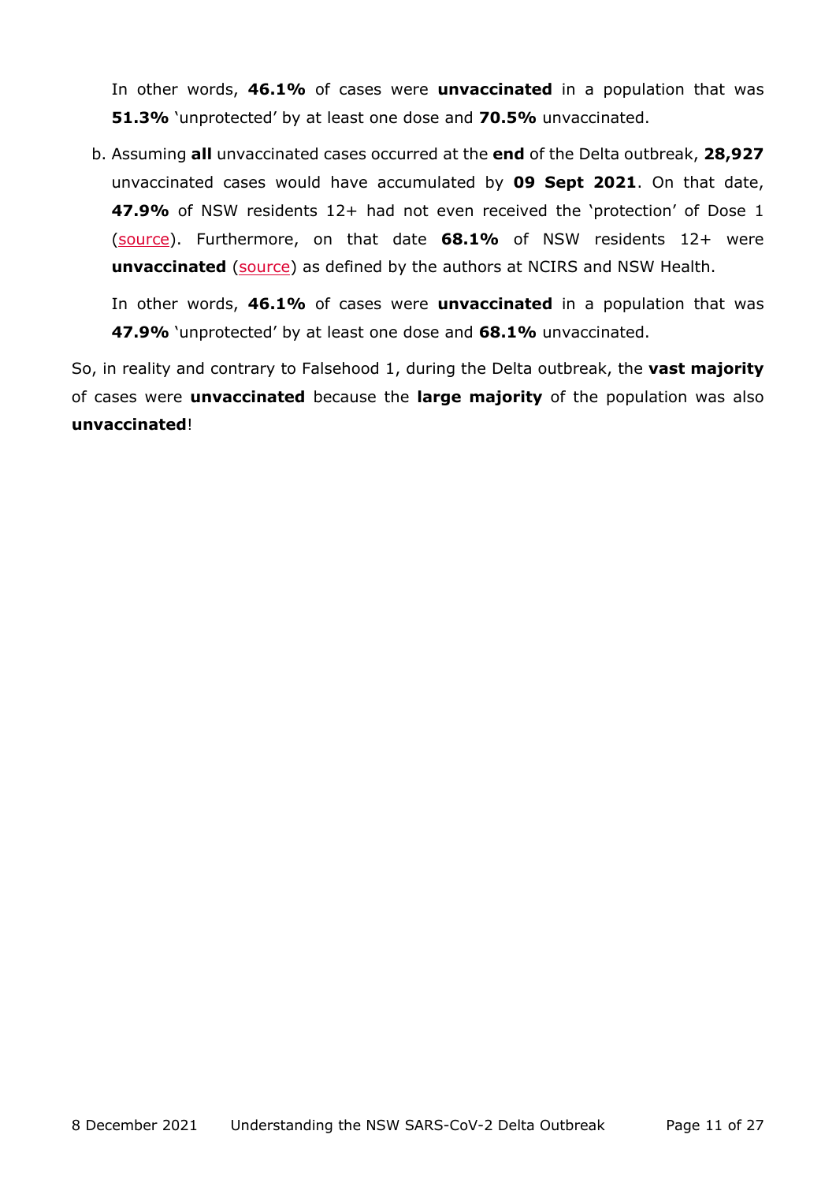In other words, **46.1%** of cases were **unvaccinated** in a population that was **51.3%** 'unprotected' by at least one dose and **70.5%** unvaccinated.

b. Assuming **all** unvaccinated cases occurred at the **end** of the Delta outbreak, **28,927** unvaccinated cases would have accumulated by **09 Sept 2021**. On that date, **47.9%** of NSW residents 12+ had not even received the 'protection' of Dose 1 (source). Furthermore, on that date **68.1%** of NSW residents 12+ were **unvaccinated** (source) as defined by the authors at NCIRS and NSW Health.

   In other words, **46.1%** of cases were **unvaccinated** in a population that was **47.9%** 'unprotected' by at least one dose and **68.1%** unvaccinated.

So, in reality and contrary to Falsehood 1, during the Delta outbreak, the **vast majority** of cases were **unvaccinated** because the **large majority** of the population was also **unvaccinated**!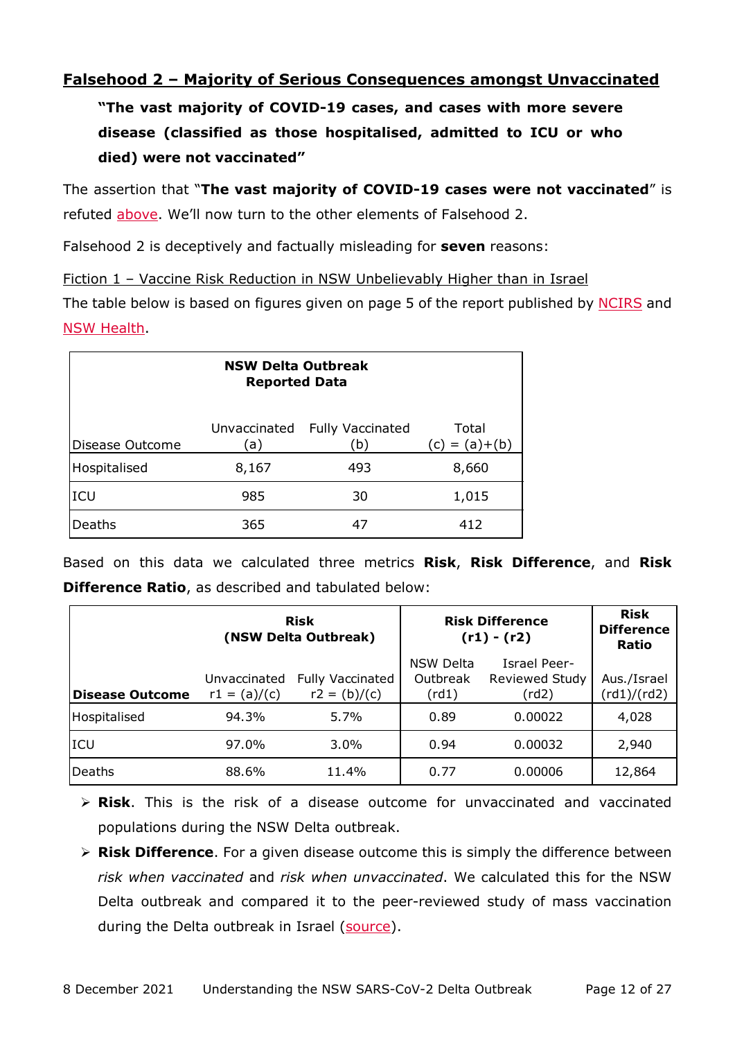## Falsehood 2 – Majority of Serious Consequences amongst Unvaccinated

> **"The vast majority of COVID-19 cases, and cases with more severe disease (classified as those hospitalised, admitted to ICU or who died) were not vaccinated"**

The assertion that "**The vast majority of COVID-19 cases were not vaccinated**" is refuted above. We'll now turn to the other elements of Falsehood 2.

Falsehood 2 is deceptively and factually misleading for **seven** reasons:

Fiction 1 – Vaccine Risk Reduction in NSW Unbelievably Higher than in Israel

The table below is based on figures given on page 5 of the report published by NCIRS and NSW Health.

| **NSW Delta Outbreak Reported Data** | | | |
|---|---|---|---|
| Disease Outcome | Unvaccinated (a) | Fully Vaccinated (b) | Total (c) = (a)+(b) |
| Hospitalised | 8,167 | 493 | 8,660 |
| ICU | 985 | 30 | 1,015 |
| Deaths | 365 | 47 | 412 |

Based on this data we calculated three metrics **Risk**, **Risk Difference**, and **Risk Difference Ratio**, as described and tabulated below:

| | **Risk (NSW Delta Outbreak)** | | **Risk Difference (r1) - (r2)** | | **Risk Difference Ratio** |
|---|---|---|---|---|---|
| **Disease Outcome** | Unvaccinated r1 = (a)/(c) | Fully Vaccinated r2 = (b)/(c) | NSW Delta Outbreak (rd1) | Israel Peer-Reviewed Study (rd2) | Aus./Israel (rd1)/(rd2) |
| Hospitalised | 94.3% | 5.7% | 0.89 | 0.00022 | 4,028 |
| ICU | 97.0% | 3.0% | 0.94 | 0.00032 | 2,940 |
| Deaths | 88.6% | 11.4% | 0.77 | 0.00006 | 12,864 |

- **Risk**. This is the risk of a disease outcome for unvaccinated and vaccinated populations during the NSW Delta outbreak.
- **Risk Difference**. For a given disease outcome this is simply the difference between *risk when vaccinated* and *risk when unvaccinated*. We calculated this for the NSW Delta outbreak and compared it to the peer-reviewed study of mass vaccination during the Delta outbreak in Israel (source).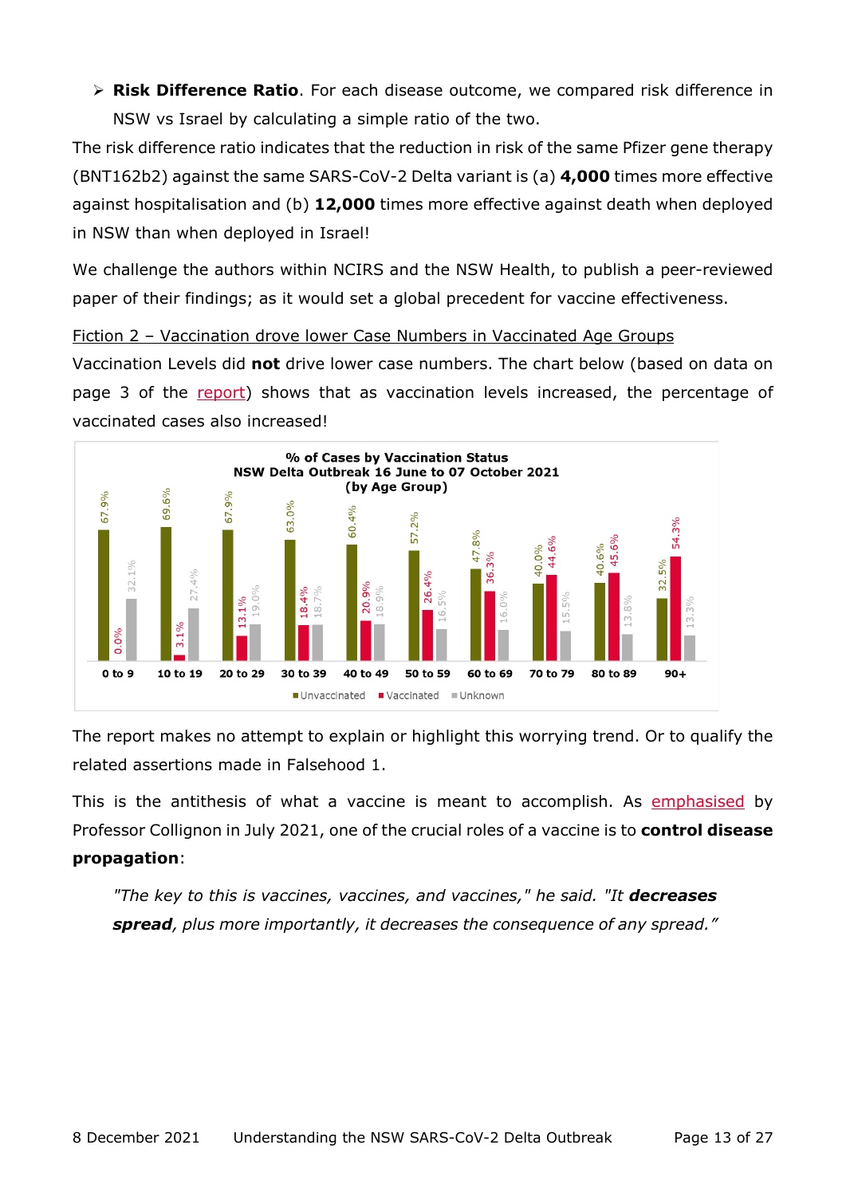- **Risk Difference Ratio**. For each disease outcome, we compared risk difference in NSW vs Israel by calculating a simple ratio of the two.

The risk difference ratio indicates that the reduction in risk of the same Pfizer gene therapy (BNT162b2) against the same SARS-CoV-2 Delta variant is (a) **4,000** times more effective against hospitalisation and (b) **12,000** times more effective against death when deployed in NSW than when deployed in Israel!

We challenge the authors within NCIRS and the NSW Health, to publish a peer-reviewed paper of their findings; as it would set a global precedent for vaccine effectiveness.

Fiction 2 – Vaccination drove lower Case Numbers in Vaccinated Age Groups

Vaccination Levels did **not** drive lower case numbers. The chart below (based on data on page 3 of the report) shows that as vaccination levels increased, the percentage of vaccinated cases also increased!

**% of Cases by Vaccination Status**
**NSW Delta Outbreak 16 June to 07 October 2021**
**(by Age Group)**

| Age Group | Unvaccinated | Vaccinated | Unknown |
|---|---|---|---|
| 0 to 9 | 67.9% | 0.0% | 32.1% |
| 10 to 19 | 69.6% | 3.1% | 27.4% |
| 20 to 29 | 67.9% | 13.1% | 19.0% |
| 30 to 39 | 63.0% | 18.4% | 18.7% |
| 40 to 49 | 60.4% | 20.9% | 18.9% |
| 50 to 59 | 57.2% | 26.4% | 16.5% |
| 60 to 69 | 47.8% | 36.3% | 16.0% |
| 70 to 79 | 40.0% | 44.6% | 15.5% |
| 80 to 89 | 40.6% | 45.6% | 13.8% |
| 90+ | 32.5% | 54.3% | 13.3% |

The report makes no attempt to explain or highlight this worrying trend. Or to qualify the related assertions made in Falsehood 1.

This is the antithesis of what a vaccine is meant to accomplish. As emphasised by Professor Collignon in July 2021, one of the crucial roles of a vaccine is to **control disease propagation**:

> *"The key to this is vaccines, vaccines, and vaccines," he said. "It **decreases spread**, plus more importantly, it decreases the consequence of any spread."*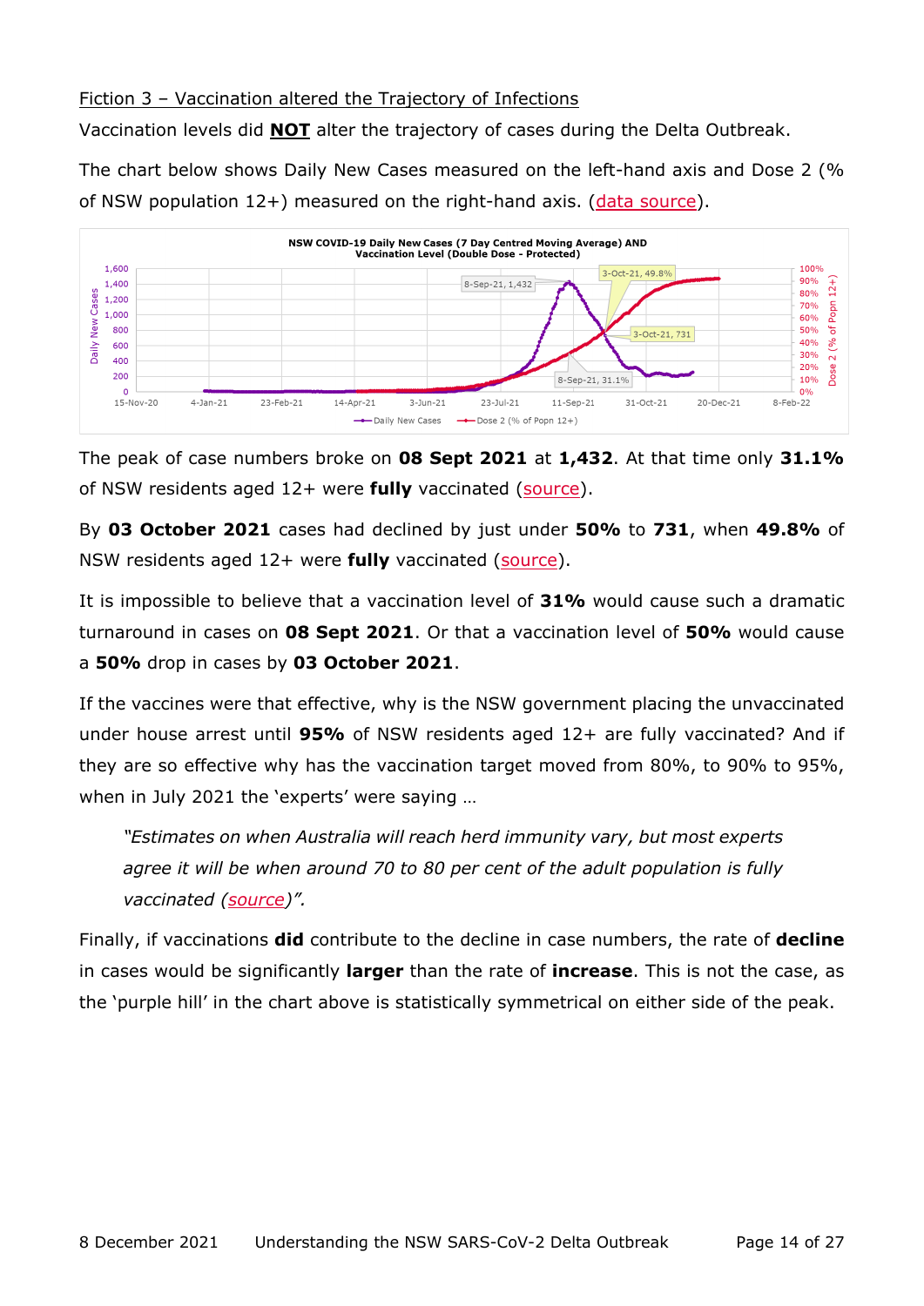Fiction 3 – Vaccination altered the Trajectory of Infections

Vaccination levels did **NOT** alter the trajectory of cases during the Delta Outbreak.

The chart below shows Daily New Cases measured on the left-hand axis and Dose 2 (% of NSW population 12+) measured on the right-hand axis. (data source).

The peak of case numbers broke on **08 Sept 2021** at **1,432**. At that time only **31.1%** of NSW residents aged 12+ were **fully** vaccinated (source).

By **03 October 2021** cases had declined by just under **50%** to **731**, when **49.8%** of NSW residents aged 12+ were **fully** vaccinated (source).

It is impossible to believe that a vaccination level of **31%** would cause such a dramatic turnaround in cases on **08 Sept 2021**. Or that a vaccination level of **50%** would cause a **50%** drop in cases by **03 October 2021**.

If the vaccines were that effective, why is the NSW government placing the unvaccinated under house arrest until **95%** of NSW residents aged 12+ are fully vaccinated? And if they are so effective why has the vaccination target moved from 80%, to 90% to 95%, when in July 2021 the 'experts' were saying …

> *"Estimates on when Australia will reach herd immunity vary, but most experts agree it will be when around 70 to 80 per cent of the adult population is fully vaccinated (source)".*

Finally, if vaccinations **did** contribute to the decline in case numbers, the rate of **decline** in cases would be significantly **larger** than the rate of **increase**. This is not the case, as the 'purple hill' in the chart above is statistically symmetrical on either side of the peak.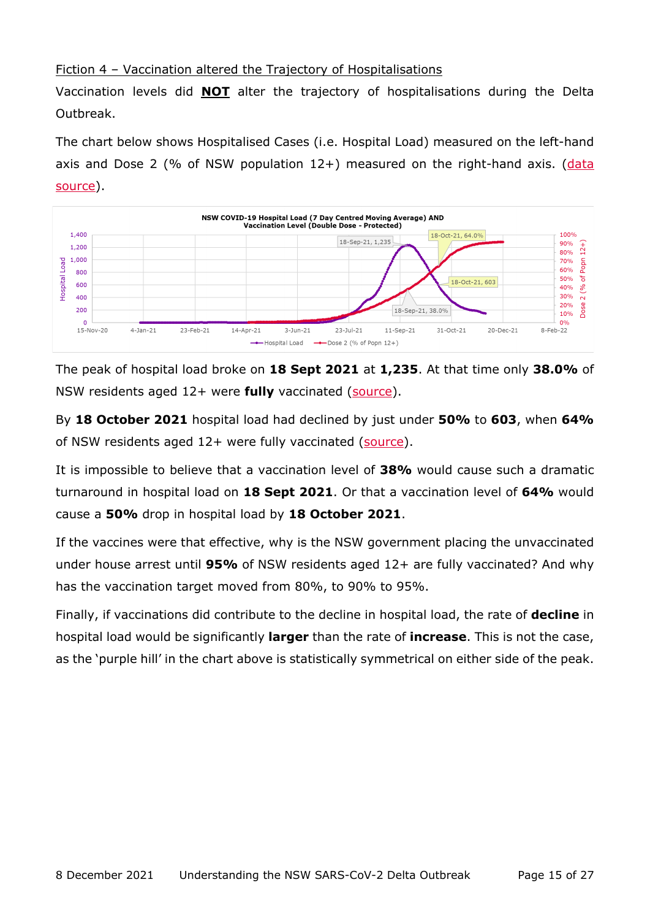Fiction 4 – Vaccination altered the Trajectory of Hospitalisations

Vaccination levels did **NOT** alter the trajectory of hospitalisations during the Delta Outbreak.

The chart below shows Hospitalised Cases (i.e. Hospital Load) measured on the left-hand axis and Dose 2 (% of NSW population 12+) measured on the right-hand axis. (data source).

The peak of hospital load broke on **18 Sept 2021** at **1,235**. At that time only **38.0%** of NSW residents aged 12+ were **fully** vaccinated (source).

By **18 October 2021** hospital load had declined by just under **50%** to **603**, when **64%** of NSW residents aged 12+ were fully vaccinated (source).

It is impossible to believe that a vaccination level of **38%** would cause such a dramatic turnaround in hospital load on **18 Sept 2021**. Or that a vaccination level of **64%** would cause a **50%** drop in hospital load by **18 October 2021**.

If the vaccines were that effective, why is the NSW government placing the unvaccinated under house arrest until **95%** of NSW residents aged 12+ are fully vaccinated? And why has the vaccination target moved from 80%, to 90% to 95%.

Finally, if vaccinations did contribute to the decline in hospital load, the rate of **decline** in hospital load would be significantly **larger** than the rate of **increase**. This is not the case, as the 'purple hill' in the chart above is statistically symmetrical on either side of the peak.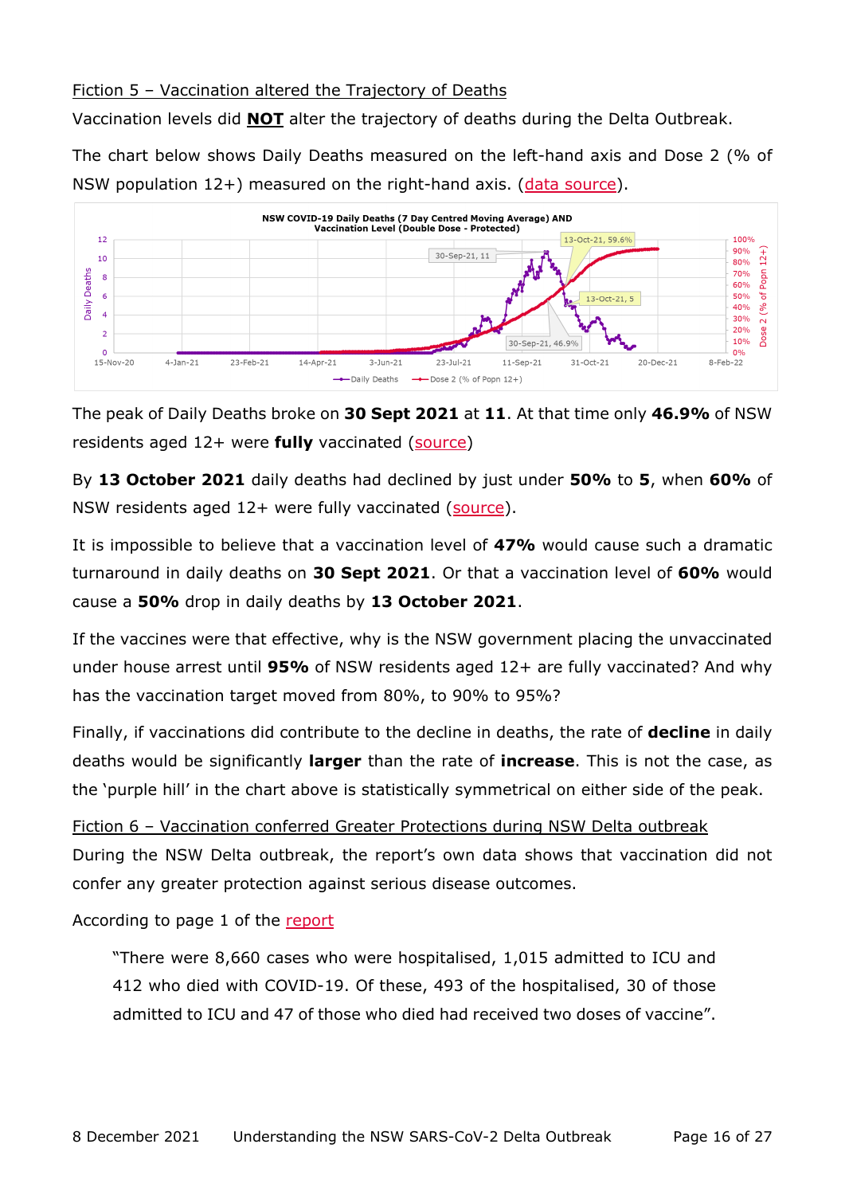Fiction 5 – Vaccination altered the Trajectory of Deaths

Vaccination levels did **NOT** alter the trajectory of deaths during the Delta Outbreak.

The chart below shows Daily Deaths measured on the left-hand axis and Dose 2 (% of NSW population 12+) measured on the right-hand axis. (data source).

The peak of Daily Deaths broke on **30 Sept 2021** at **11**. At that time only **46.9%** of NSW residents aged 12+ were **fully** vaccinated (source)

By **13 October 2021** daily deaths had declined by just under **50%** to **5**, when **60%** of NSW residents aged 12+ were fully vaccinated (source).

It is impossible to believe that a vaccination level of **47%** would cause such a dramatic turnaround in daily deaths on **30 Sept 2021**. Or that a vaccination level of **60%** would cause a **50%** drop in daily deaths by **13 October 2021**.

If the vaccines were that effective, why is the NSW government placing the unvaccinated under house arrest until **95%** of NSW residents aged 12+ are fully vaccinated? And why has the vaccination target moved from 80%, to 90% to 95%?

Finally, if vaccinations did contribute to the decline in deaths, the rate of **decline** in daily deaths would be significantly **larger** than the rate of **increase**. This is not the case, as the 'purple hill' in the chart above is statistically symmetrical on either side of the peak.

Fiction 6 – Vaccination conferred Greater Protections during NSW Delta outbreak

During the NSW Delta outbreak, the report's own data shows that vaccination did not confer any greater protection against serious disease outcomes.

According to page 1 of the report

> "There were 8,660 cases who were hospitalised, 1,015 admitted to ICU and 412 who died with COVID-19. Of these, 493 of the hospitalised, 30 of those admitted to ICU and 47 of those who died had received two doses of vaccine".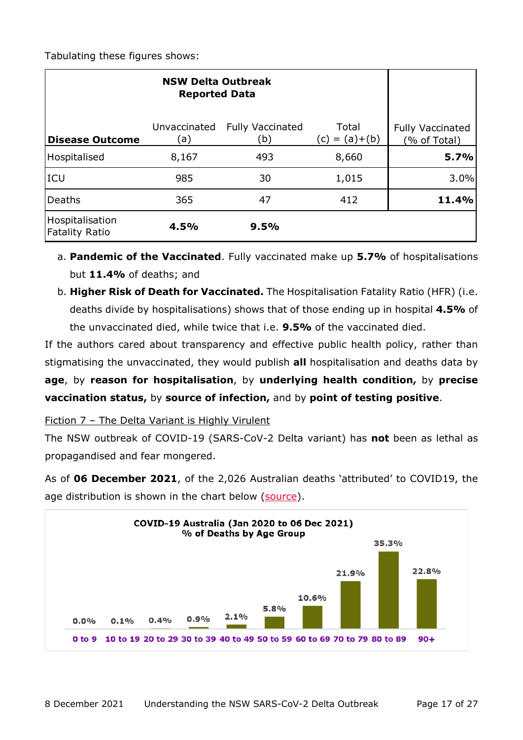Tabulating these figures shows:

| NSW Delta Outbreak Reported Data | | | | |
|---|---|---|---|---|
| **Disease Outcome** | Unvaccinated (a) | Fully Vaccinated (b) | Total (c) = (a)+(b) | Fully Vaccinated (% of Total) |
| Hospitalised | 8,167 | 493 | 8,660 | **5.7%** |
| ICU | 985 | 30 | 1,015 | 3.0% |
| Deaths | 365 | 47 | 412 | **11.4%** |
| Hospitalisation Fatality Ratio | **4.5%** | **9.5%** | | |

a. **Pandemic of the Vaccinated**. Fully vaccinated make up **5.7%** of hospitalisations but **11.4%** of deaths; and

b. **Higher Risk of Death for Vaccinated.** The Hospitalisation Fatality Ratio (HFR) (i.e. deaths divide by hospitalisations) shows that of those ending up in hospital **4.5%** of the unvaccinated died, while twice that i.e. **9.5%** of the vaccinated died.

If the authors cared about transparency and effective public health policy, rather than stigmatising the unvaccinated, they would publish **all** hospitalisation and deaths data by **age**, by **reason for hospitalisation**, by **underlying health condition,** by **precise vaccination status,** by **source of infection,** and by **point of testing positive**.

Fiction 7 – The Delta Variant is Highly Virulent

The NSW outbreak of COVID-19 (SARS-CoV-2 Delta variant) has **not** been as lethal as propagandised and fear mongered.

As of **06 December 2021**, of the 2,026 Australian deaths 'attributed' to COVID19, the age distribution is shown in the chart below (source).

**COVID-19 Australia (Jan 2020 to 06 Dec 2021)**
**% of Deaths by Age Group**

| 0 to 9 | 10 to 19 | 20 to 29 | 30 to 39 | 40 to 49 | 50 to 59 | 60 to 69 | 70 to 79 | 80 to 89 | 90+ |
|---|---|---|---|---|---|---|---|---|---|
| 0.0% | 0.1% | 0.4% | 0.9% | 2.1% | 5.8% | 10.6% | 21.9% | 35.3% | 22.8% |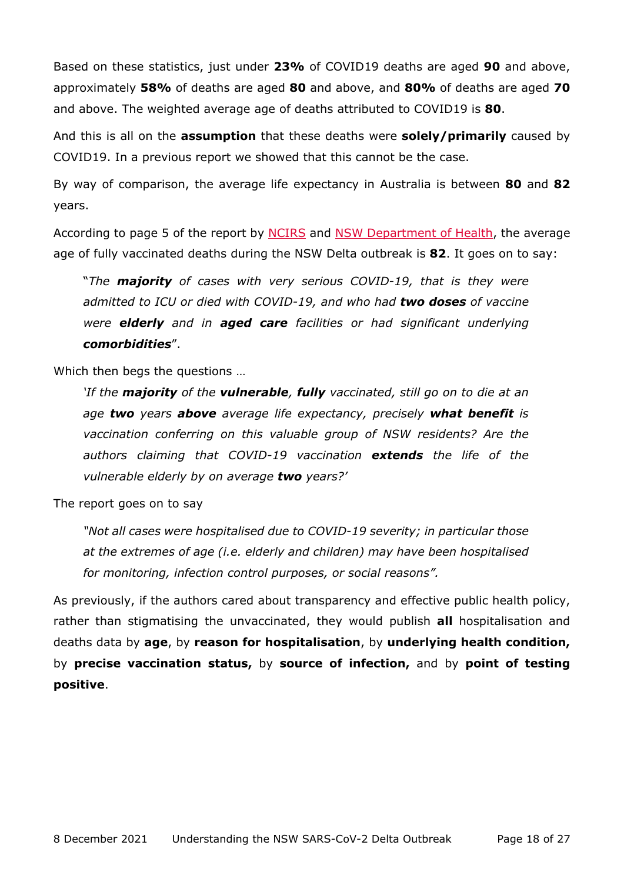Based on these statistics, just under **23%** of COVID19 deaths are aged **90** and above, approximately **58%** of deaths are aged **80** and above, and **80%** of deaths are aged **70** and above. The weighted average age of deaths attributed to COVID19 is **80**.

And this is all on the **assumption** that these deaths were **solely/primarily** caused by COVID19. In a previous report we showed that this cannot be the case.

By way of comparison, the average life expectancy in Australia is between **80** and **82** years.

According to page 5 of the report by NCIRS and NSW Department of Health, the average age of fully vaccinated deaths during the NSW Delta outbreak is **82**. It goes on to say:

> "*The **majority** of cases with very serious COVID-19, that is they were admitted to ICU or died with COVID-19, and who had **two doses** of vaccine were **elderly** and in **aged care** facilities or had significant underlying **comorbidities***".

Which then begs the questions …

> *'If the **majority** of the **vulnerable**, **fully** vaccinated, still go on to die at an age **two** years **above** average life expectancy, precisely **what benefit** is vaccination conferring on this valuable group of NSW residents? Are the authors claiming that COVID-19 vaccination **extends** the life of the vulnerable elderly by on average **two** years?'*

The report goes on to say

> *"Not all cases were hospitalised due to COVID-19 severity; in particular those at the extremes of age (i.e. elderly and children) may have been hospitalised for monitoring, infection control purposes, or social reasons".*

As previously, if the authors cared about transparency and effective public health policy, rather than stigmatising the unvaccinated, they would publish **all** hospitalisation and deaths data by **age**, by **reason for hospitalisation**, by **underlying health condition,** by **precise vaccination status,** by **source of infection,** and by **point of testing positive**.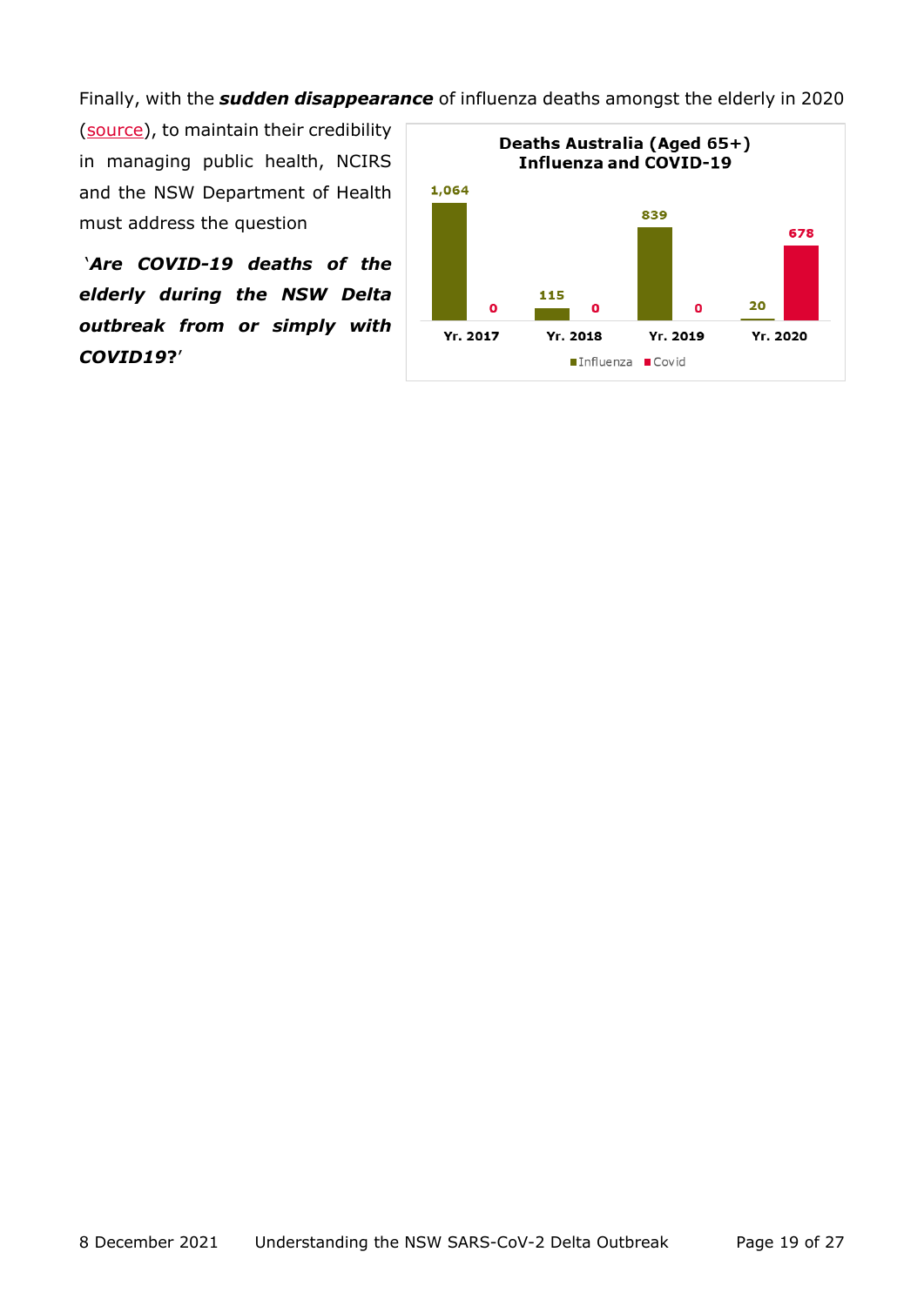Finally, with the ***sudden disappearance*** of influenza deaths amongst the elderly in 2020 (source), to maintain their credibility in managing public health, NCIRS and the NSW Department of Health must address the question

‘***Are COVID-19 deaths of the elderly during the NSW Delta outbreak from or simply with COVID19?***’

**Deaths Australia (Aged 65+) Influenza and COVID-19**

| | Influenza | Covid |
|---|---|---|
| Yr. 2017 | 1,064 | 0 |
| Yr. 2018 | 115 | 0 |
| Yr. 2019 | 839 | 0 |
| Yr. 2020 | 20 | 678 |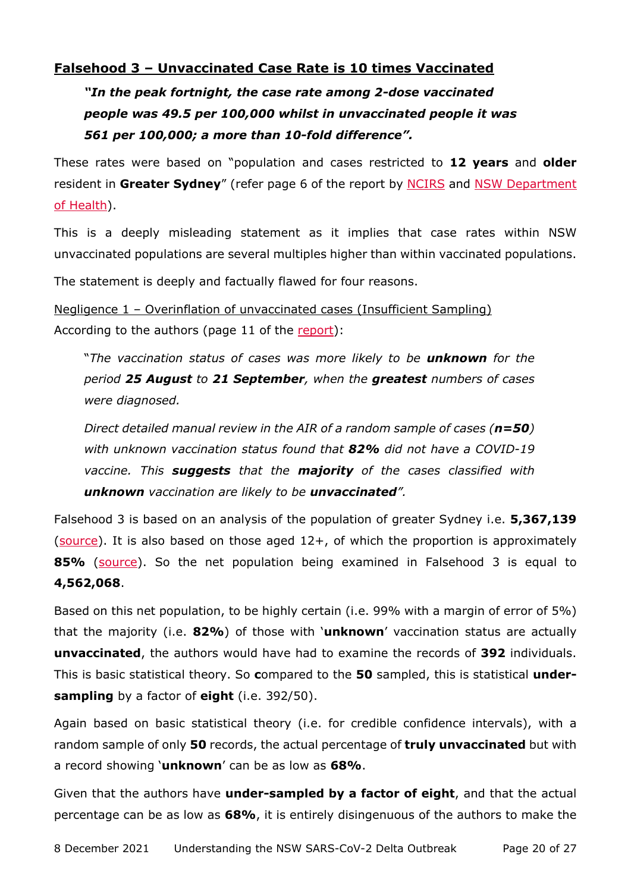**<u>Falesehood 3 – Unvaccinated Case Rate is 10 times Vaccinated</u>**

> ***"In the peak fortnight, the case rate among 2-dose vaccinated people was 49.5 per 100,000 whilst in unvaccinated people it was 561 per 100,000; a more than 10-fold difference".***

These rates were based on "population and cases restricted to **12 years** and **older** resident in **Greater Sydney**" (refer page 6 of the report by NCIRS and NSW Department of Health).

This is a deeply misleading statement as it implies that case rates within NSW unvaccinated populations are several multiples higher than within vaccinated populations.

The statement is deeply and factually flawed for four reasons.

<u>Negligence 1 – Overinflation of unvaccinated cases (Insufficient Sampling)</u>
According to the authors (page 11 of the report):

> "*The vaccination status of cases was more likely to be **unknown** for the period **25 August** to **21 September**, when the **greatest** numbers of cases were diagnosed.*
>
> *Direct detailed manual review in the AIR of a random sample of cases (**n=50**) with unknown vaccination status found that **82%** did not have a COVID-19 vaccine. This **suggests** that the **majority** of the cases classified with **unknown** vaccination are likely to be **unvaccinated**".*

Falsehood 3 is based on an analysis of the population of greater Sydney i.e. **5,367,139** (source). It is also based on those aged 12+, of which the proportion is approximately **85%** (source). So the net population being examined in Falsehood 3 is equal to **4,562,068**.

Based on this net population, to be highly certain (i.e. 99% with a margin of error of 5%) that the majority (i.e. **82%**) of those with '**unknown**' vaccination status are actually **unvaccinated**, the authors would have had to examine the records of **392** individuals. This is basic statistical theory. So **c**ompared to the **50** sampled, this is statistical **under-sampling** by a factor of **eight** (i.e. 392/50).

Again based on basic statistical theory (i.e. for credible confidence intervals), with a random sample of only **50** records, the actual percentage of **truly unvaccinated** but with a record showing '**unknown**' can be as low as **68%**.

Given that the authors have **under-sampled by a factor of eight**, and that the actual percentage can be as low as **68%**, it is entirely disingenuous of the authors to make the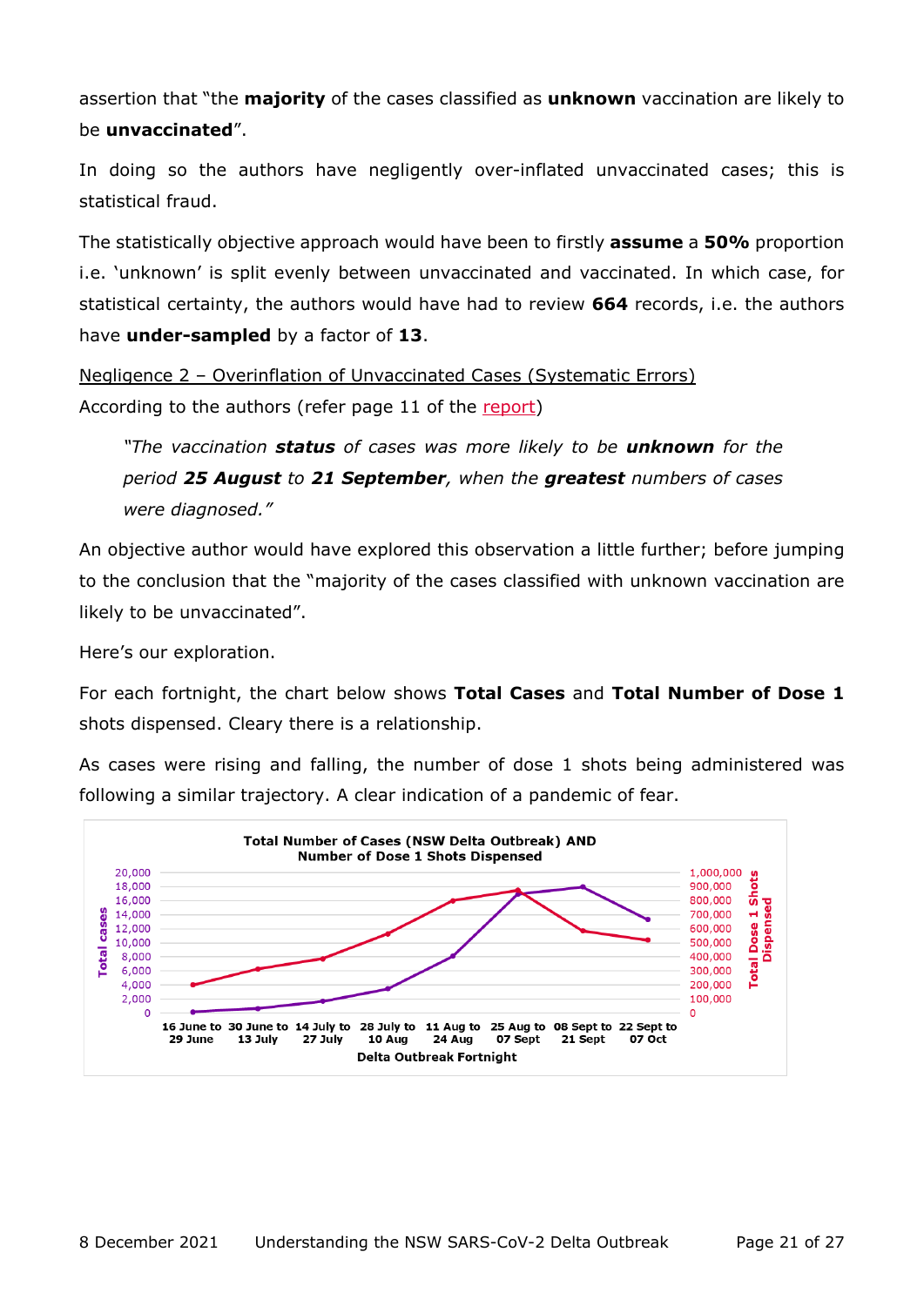assertion that "the **majority** of the cases classified as **unknown** vaccination are likely to be **unvaccinated**".

In doing so the authors have negligently over-inflated unvaccinated cases; this is statistical fraud.

The statistically objective approach would have been to firstly **assume** a **50%** proportion i.e. 'unknown' is split evenly between unvaccinated and vaccinated. In which case, for statistical certainty, the authors would have had to review **664** records, i.e. the authors have **under-sampled** by a factor of **13**.

Negligence 2 – Overinflation of Unvaccinated Cases (Systematic Errors)

According to the authors (refer page 11 of the report)

> *"The vaccination **status** of cases was more likely to be **unknown** for the period **25 August** to **21 September**, when the **greatest** numbers of cases were diagnosed."*

An objective author would have explored this observation a little further; before jumping to the conclusion that the "majority of the cases classified with unknown vaccination are likely to be unvaccinated".

Here's our exploration.

For each fortnight, the chart below shows **Total Cases** and **Total Number of Dose 1** shots dispensed. Cleary there is a relationship.

As cases were rising and falling, the number of dose 1 shots being administered was following a similar trajectory. A clear indication of a pandemic of fear.

**Total Number of Cases (NSW Delta Outbreak) AND Number of Dose 1 Shots Dispensed**

Left axis: Total cases (0 – 20,000); Right axis: Total Dose 1 Shots Dispensed (0 – 1,000,000); X axis: Delta Outbreak Fortnight (16 June to 29 June, 30 June to 13 July, 14 July to 27 July, 28 July to 10 Aug, 11 Aug to 24 Aug, 25 Aug to 07 Sept, 08 Sept to 21 Sept, 22 Sept to 07 Oct)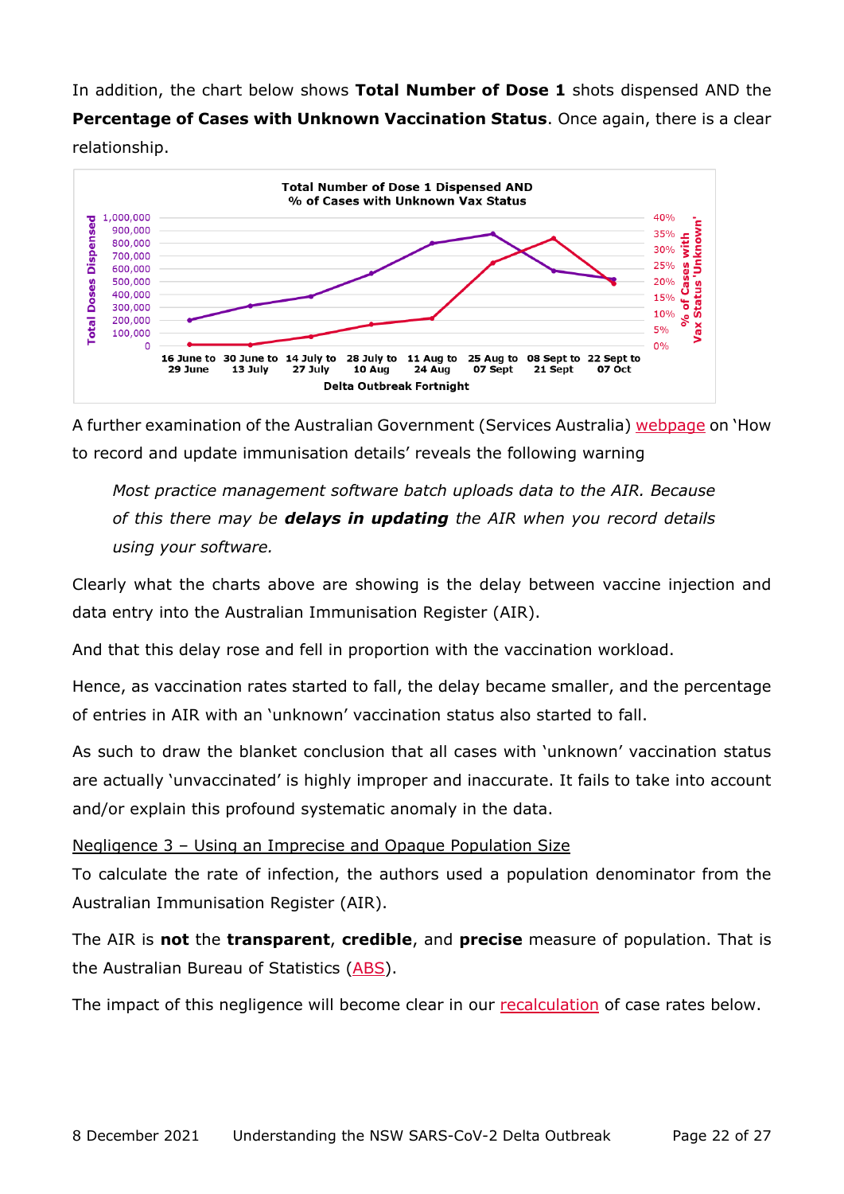In addition, the chart below shows **Total Number of Dose 1** shots dispensed AND the **Percentage of Cases with Unknown Vaccination Status**. Once again, there is a clear relationship.

**Total Number of Dose 1 Dispensed AND % of Cases with Unknown Vax Status**

A further examination of the Australian Government (Services Australia) webpage on 'How to record and update immunisation details' reveals the following warning

> *Most practice management software batch uploads data to the AIR. Because of this there may be **delays in updating** the AIR when you record details using your software.*

Clearly what the charts above are showing is the delay between vaccine injection and data entry into the Australian Immunisation Register (AIR).

And that this delay rose and fell in proportion with the vaccination workload.

Hence, as vaccination rates started to fall, the delay became smaller, and the percentage of entries in AIR with an 'unknown' vaccination status also started to fall.

As such to draw the blanket conclusion that all cases with 'unknown' vaccination status are actually 'unvaccinated' is highly improper and inaccurate. It fails to take into account and/or explain this profound systematic anomaly in the data.

<u>Negligence 3 – Using an Imprecise and Opaque Population Size</u>

To calculate the rate of infection, the authors used a population denominator from the Australian Immunisation Register (AIR).

The AIR is **not** the **transparent**, **credible**, and **precise** measure of population. That is the Australian Bureau of Statistics (ABS).

The impact of this negligence will become clear in our recalculation of case rates below.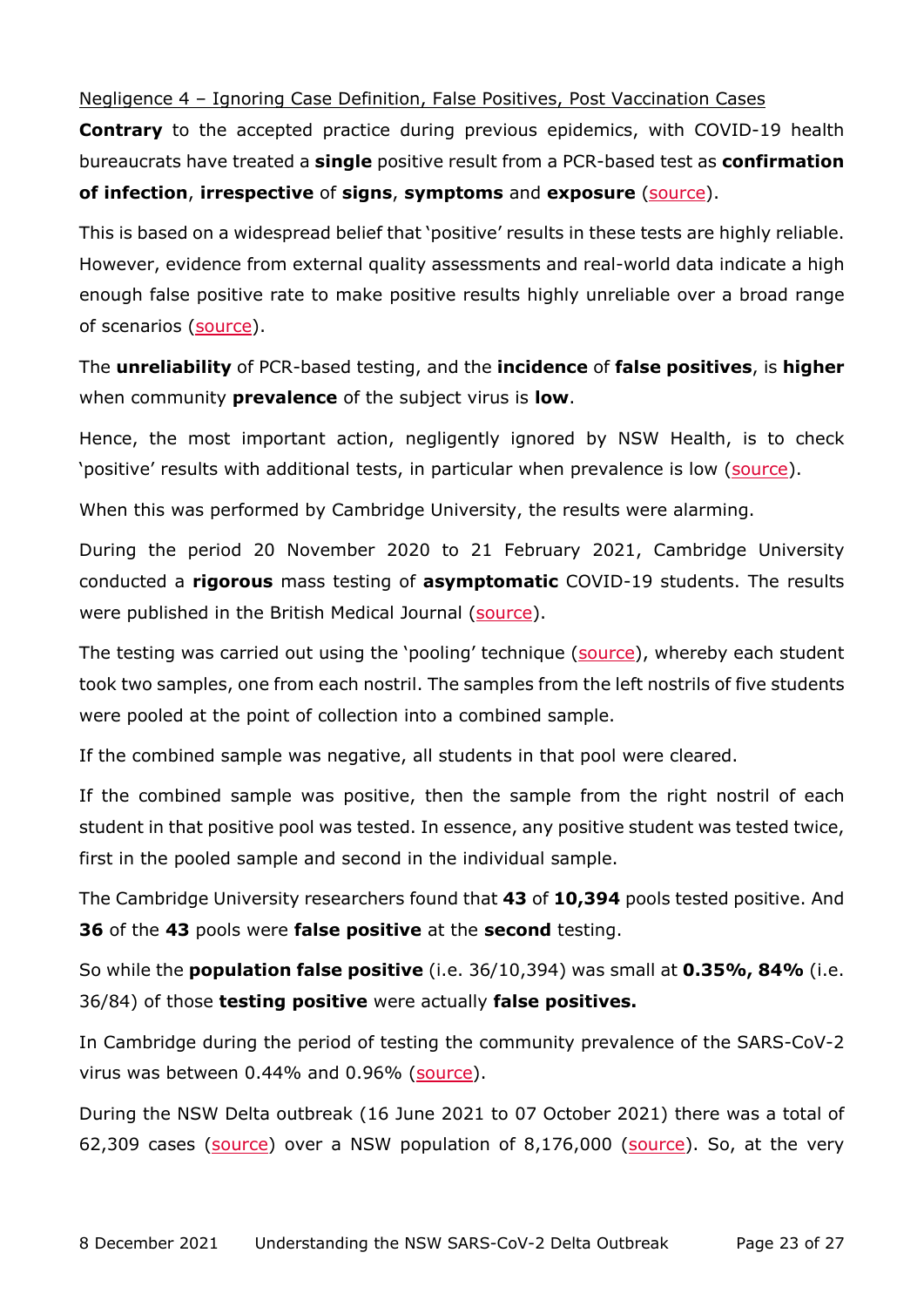Negligence 4 – Ignoring Case Definition, False Positives, Post Vaccination Cases

**Contrary** to the accepted practice during previous epidemics, with COVID-19 health bureaucrats have treated a **single** positive result from a PCR-based test as **confirmation of infection**, **irrespective** of **signs**, **symptoms** and **exposure** (source).

This is based on a widespread belief that 'positive' results in these tests are highly reliable. However, evidence from external quality assessments and real-world data indicate a high enough false positive rate to make positive results highly unreliable over a broad range of scenarios (source).

The **unreliability** of PCR-based testing, and the **incidence** of **false positives**, is **higher** when community **prevalence** of the subject virus is **low**.

Hence, the most important action, negligently ignored by NSW Health, is to check 'positive' results with additional tests, in particular when prevalence is low (source).

When this was performed by Cambridge University, the results were alarming.

During the period 20 November 2020 to 21 February 2021, Cambridge University conducted a **rigorous** mass testing of **asymptomatic** COVID-19 students. The results were published in the British Medical Journal (source).

The testing was carried out using the 'pooling' technique (source), whereby each student took two samples, one from each nostril. The samples from the left nostrils of five students were pooled at the point of collection into a combined sample.

If the combined sample was negative, all students in that pool were cleared.

If the combined sample was positive, then the sample from the right nostril of each student in that positive pool was tested. In essence, any positive student was tested twice, first in the pooled sample and second in the individual sample.

The Cambridge University researchers found that **43** of **10,394** pools tested positive. And **36** of the **43** pools were **false positive** at the **second** testing.

So while the **population false positive** (i.e. 36/10,394) was small at **0.35%, 84%** (i.e. 36/84) of those **testing positive** were actually **false positives.**

In Cambridge during the period of testing the community prevalence of the SARS-CoV-2 virus was between 0.44% and 0.96% (source).

During the NSW Delta outbreak (16 June 2021 to 07 October 2021) there was a total of 62,309 cases (source) over a NSW population of 8,176,000 (source). So, at the very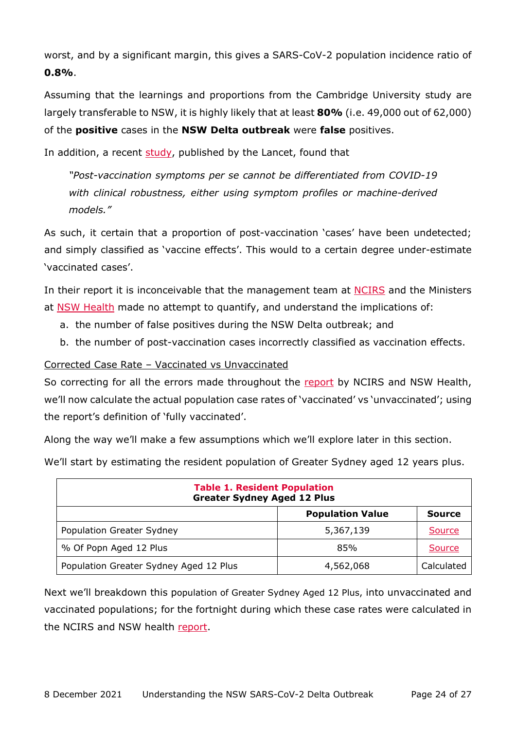worst, and by a significant margin, this gives a SARS-CoV-2 population incidence ratio of **0.8%**.

Assuming that the learnings and proportions from the Cambridge University study are largely transferable to NSW, it is highly likely that at least **80%** (i.e. 49,000 out of 62,000) of the **positive** cases in the **NSW Delta outbreak** were **false** positives.

In addition, a recent study, published by the Lancet, found that

> *"Post-vaccination symptoms per se cannot be differentiated from COVID-19 with clinical robustness, either using symptom profiles or machine-derived models."*

As such, it certain that a proportion of post-vaccination 'cases' have been undetected; and simply classified as 'vaccine effects'. This would to a certain degree under-estimate 'vaccinated cases'.

In their report it is inconceivable that the management team at NCIRS and the Ministers at NSW Health made no attempt to quantify, and understand the implications of:

a. the number of false positives during the NSW Delta outbreak; and
b. the number of post-vaccination cases incorrectly classified as vaccination effects.

Corrected Case Rate – Vaccinated vs Unvaccinated

So correcting for all the errors made throughout the report by NCIRS and NSW Health, we'll now calculate the actual population case rates of 'vaccinated' vs 'unvaccinated'; using the report's definition of 'fully vaccinated'.

Along the way we'll make a few assumptions which we'll explore later in this section.

We'll start by estimating the resident population of Greater Sydney aged 12 years plus.

| **Table 1. Resident Population Greater Sydney Aged 12 Plus** | | |
|---|---|---|
| | **Population Value** | **Source** |
| Population Greater Sydney | 5,367,139 | Source |
| % Of Popn Aged 12 Plus | 85% | Source |
| Population Greater Sydney Aged 12 Plus | 4,562,068 | Calculated |

Next we'll breakdown this population of Greater Sydney Aged 12 Plus, into unvaccinated and vaccinated populations; for the fortnight during which these case rates were calculated in the NCIRS and NSW health report.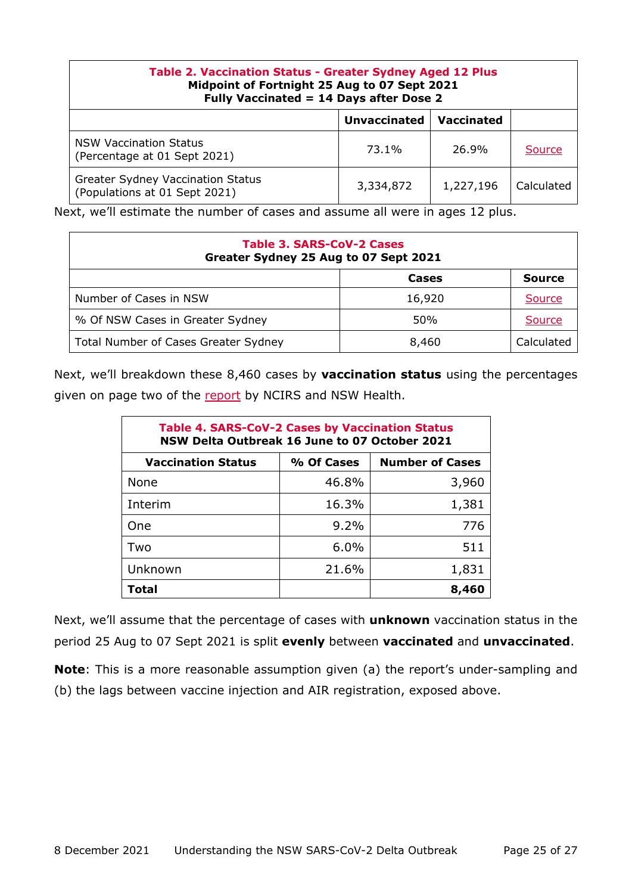| Table 2. Vaccination Status - Greater Sydney Aged 12 Plus<br>Midpoint of Fortnight 25 Aug to 07 Sept 2021<br>Fully Vaccinated = 14 Days after Dose 2 | | | |
|---|---|---|---|
| | **Unvaccinated** | **Vaccinated** | |
| NSW Vaccination Status (Percentage at 01 Sept 2021) | 73.1% | 26.9% | Source |
| Greater Sydney Vaccination Status (Populations at 01 Sept 2021) | 3,334,872 | 1,227,196 | Calculated |

Next, we'll estimate the number of cases and assume all were in ages 12 plus.

| Table 3. SARS-CoV-2 Cases<br>Greater Sydney 25 Aug to 07 Sept 2021 | | |
|---|---|---|
| | **Cases** | **Source** |
| Number of Cases in NSW | 16,920 | Source |
| % Of NSW Cases in Greater Sydney | 50% | Source |
| Total Number of Cases Greater Sydney | 8,460 | Calculated |

Next, we'll breakdown these 8,460 cases by **vaccination status** using the percentages given on page two of the report by NCIRS and NSW Health.

| Table 4. SARS-CoV-2 Cases by Vaccination Status<br>NSW Delta Outbreak 16 June to 07 October 2021 | | |
|---|---|---|
| **Vaccination Status** | **% Of Cases** | **Number of Cases** |
| None | 46.8% | 3,960 |
| Interim | 16.3% | 1,381 |
| One | 9.2% | 776 |
| Two | 6.0% | 511 |
| Unknown | 21.6% | 1,831 |
| **Total** | | **8,460** |

Next, we'll assume that the percentage of cases with **unknown** vaccination status in the period 25 Aug to 07 Sept 2021 is split **evenly** between **vaccinated** and **unvaccinated**.

**Note**: This is a more reasonable assumption given (a) the report's under-sampling and (b) the lags between vaccine injection and AIR registration, exposed above.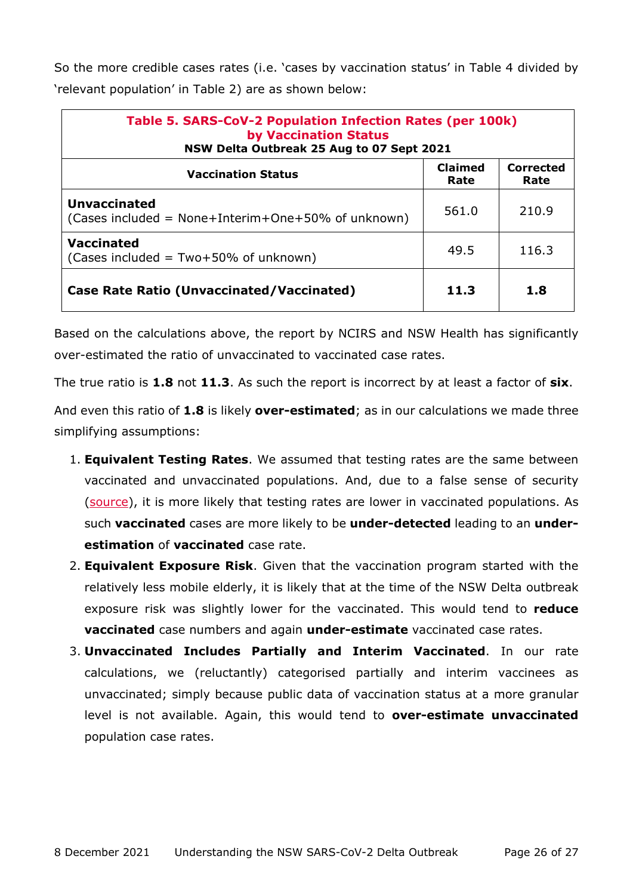So the more credible cases rates (i.e. 'cases by vaccination status' in Table 4 divided by 'relevant population' in Table 2) are as shown below:

| **Table 5. SARS-CoV-2 Population Infection Rates (per 100k) by Vaccination Status**<br>**NSW Delta Outbreak 25 Aug to 07 Sept 2021** | | |
|---|---|---|
| **Vaccination Status** | **Claimed Rate** | **Corrected Rate** |
| **Unvaccinated**<br>(Cases included = None+Interim+One+50% of unknown) | 561.0 | 210.9 |
| **Vaccinated**<br>(Cases included = Two+50% of unknown) | 49.5 | 116.3 |
| **Case Rate Ratio (Unvaccinated/Vaccinated)** | **11.3** | **1.8** |

Based on the calculations above, the report by NCIRS and NSW Health has significantly over-estimated the ratio of unvaccinated to vaccinated case rates.

The true ratio is **1.8** not **11.3**. As such the report is incorrect by at least a factor of **six**.

And even this ratio of **1.8** is likely **over-estimated**; as in our calculations we made three simplifying assumptions:

1. **Equivalent Testing Rates**. We assumed that testing rates are the same between vaccinated and unvaccinated populations. And, due to a false sense of security (source), it is more likely that testing rates are lower in vaccinated populations. As such **vaccinated** cases are more likely to be **under-detected** leading to an **under-estimation** of **vaccinated** case rate.
2. **Equivalent Exposure Risk**. Given that the vaccination program started with the relatively less mobile elderly, it is likely that at the time of the NSW Delta outbreak exposure risk was slightly lower for the vaccinated. This would tend to **reduce vaccinated** case numbers and again **under-estimate** vaccinated case rates.
3. **Unvaccinated Includes Partially and Interim Vaccinated**. In our rate calculations, we (reluctantly) categorised partially and interim vaccinees as unvaccinated; simply because public data of vaccination status at a more granular level is not available. Again, this would tend to **over-estimate unvaccinated** population case rates.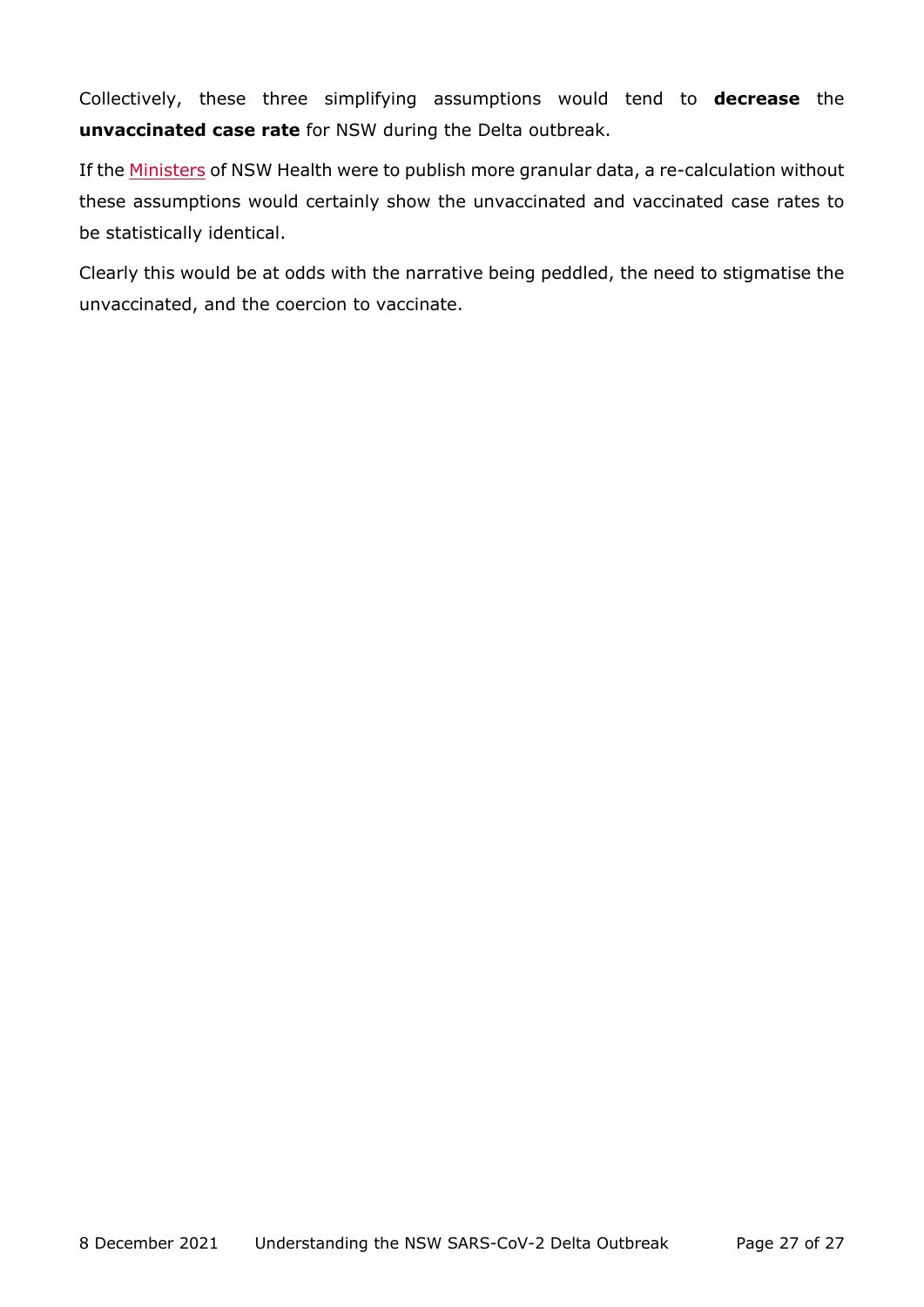Collectively, these three simplifying assumptions would tend to **decrease** the **unvaccinated case rate** for NSW during the Delta outbreak.

If the Ministers of NSW Health were to publish more granular data, a re-calculation without these assumptions would certainly show the unvaccinated and vaccinated case rates to be statistically identical.

Clearly this would be at odds with the narrative being peddled, the need to stigmatise the unvaccinated, and the coercion to vaccinate.